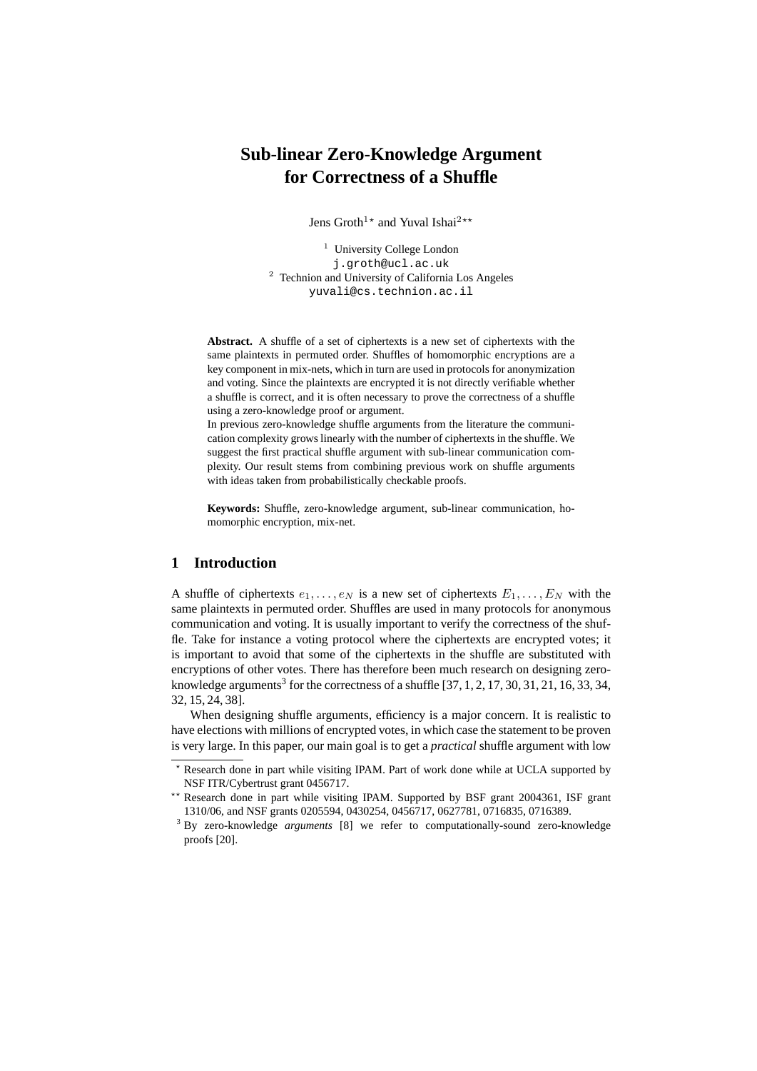# Sub-linear Zero-Knowledge Argument for Correctness of a Shuffle

Jens Groth[1*] and Yuval Ishai[2**]

[1] University College London
j.groth@ucl.ac.uk
[2] Technion and University of California Los Angeles
yuvali@cs.technion.ac.il

**Abstract.** A shuffle of a set of ciphertexts is a new set of ciphertexts with the same plaintexts in permuted order. Shuffles of homomorphic encryptions are a key component in mix-nets, which in turn are used in protocols for anonymization and voting. Since the plaintexts are encrypted it is not directly verifiable whether a shuffle is correct, and it is often necessary to prove the correctness of a shuffle using a zero-knowledge proof or argument.

In previous zero-knowledge shuffle arguments from the literature the communication complexity grows linearly with the number of ciphertexts in the shuffle. We suggest the first practical shuffle argument with sub-linear communication complexity. Our result stems from combining previous work on shuffle arguments with ideas taken from probabilistically checkable proofs.

**Keywords:** Shuffle, zero-knowledge argument, sub-linear communication, homomorphic encryption, mix-net.

## 1 Introduction

A shuffle of ciphertexts $e_1, \ldots, e_N$ is a new set of ciphertexts $E_1, \ldots, E_N$ with the same plaintexts in permuted order. Shuffles are used in many protocols for anonymous communication and voting. It is usually important to verify the correctness of the shuffle. Take for instance a voting protocol where the ciphertexts are encrypted votes; it is important to avoid that some of the ciphertexts in the shuffle are substituted with encryptions of other votes. There has therefore been much research on designing zero-knowledge arguments[3] for the correctness of a shuffle [37, 1, 2, 17, 30, 31, 21, 16, 33, 34, 32, 15, 24, 38].

When designing shuffle arguments, efficiency is a major concern. It is realistic to have elections with millions of encrypted votes, in which case the statement to be proven is very large. In this paper, our main goal is to get a *practical* shuffle argument with low

---

[*] Research done in part while visiting IPAM. Part of work done while at UCLA supported by NSF ITR/Cybertrust grant 0456717.

[**] Research done in part while visiting IPAM. Supported by BSF grant 2004361, ISF grant 1310/06, and NSF grants 0205594, 0430254, 0456717, 0627781, 0716835, 0716389.

[3] By zero-knowledge *arguments* [8] we refer to computationally-sound zero-knowledge proofs [20].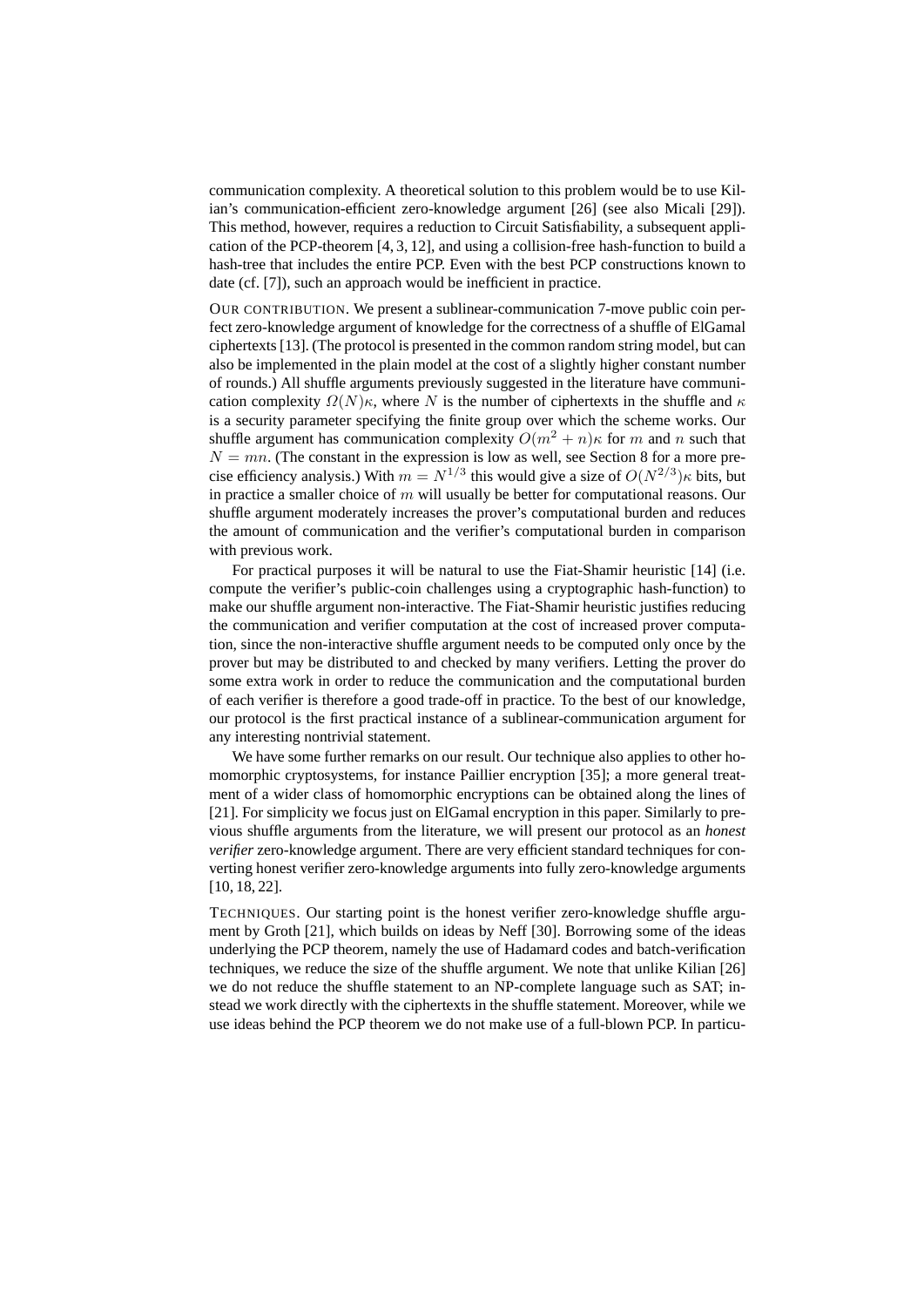communication complexity. A theoretical solution to this problem would be to use Kilian's communication-efficient zero-knowledge argument [26] (see also Micali [29]). This method, however, requires a reduction to Circuit Satisfiability, a subsequent application of the PCP-theorem [4, 3, 12], and using a collision-free hash-function to build a hash-tree that includes the entire PCP. Even with the best PCP constructions known to date (cf. [7]), such an approach would be inefficient in practice.

OUR CONTRIBUTION. We present a sublinear-communication 7-move public coin perfect zero-knowledge argument of knowledge for the correctness of a shuffle of ElGamal ciphertexts [13]. (The protocol is presented in the common random string model, but can also be implemented in the plain model at the cost of a slightly higher constant number of rounds.) All shuffle arguments previously suggested in the literature have communication complexity $\Omega(N)\kappa$, where $N$ is the number of ciphertexts in the shuffle and $\kappa$ is a security parameter specifying the finite group over which the scheme works. Our shuffle argument has communication complexity $O(m^2 + n)\kappa$ for $m$ and $n$ such that $N = mn$. (The constant in the expression is low as well, see Section 8 for a more precise efficiency analysis.) With $m = N^{1/3}$ this would give a size of $O(N^{2/3})\kappa$ bits, but in practice a smaller choice of $m$ will usually be better for computational reasons. Our shuffle argument moderately increases the prover's computational burden and reduces the amount of communication and the verifier's computational burden in comparison with previous work.

For practical purposes it will be natural to use the Fiat-Shamir heuristic [14] (i.e. compute the verifier's public-coin challenges using a cryptographic hash-function) to make our shuffle argument non-interactive. The Fiat-Shamir heuristic justifies reducing the communication and verifier computation at the cost of increased prover computation, since the non-interactive shuffle argument needs to be computed only once by the prover but may be distributed to and checked by many verifiers. Letting the prover do some extra work in order to reduce the communication and the computational burden of each verifier is therefore a good trade-off in practice. To the best of our knowledge, our protocol is the first practical instance of a sublinear-communication argument for any interesting nontrivial statement.

We have some further remarks on our result. Our technique also applies to other homomorphic cryptosystems, for instance Paillier encryption [35]; a more general treatment of a wider class of homomorphic encryptions can be obtained along the lines of [21]. For simplicity we focus just on ElGamal encryption in this paper. Similarly to previous shuffle arguments from the literature, we will present our protocol as an *honest verifier* zero-knowledge argument. There are very efficient standard techniques for converting honest verifier zero-knowledge arguments into fully zero-knowledge arguments [10, 18, 22].

TECHNIQUES. Our starting point is the honest verifier zero-knowledge shuffle argument by Groth [21], which builds on ideas by Neff [30]. Borrowing some of the ideas underlying the PCP theorem, namely the use of Hadamard codes and batch-verification techniques, we reduce the size of the shuffle argument. We note that unlike Kilian [26] we do not reduce the shuffle statement to an NP-complete language such as SAT; instead we work directly with the ciphertexts in the shuffle statement. Moreover, while we use ideas behind the PCP theorem we do not make use of a full-blown PCP. In particu-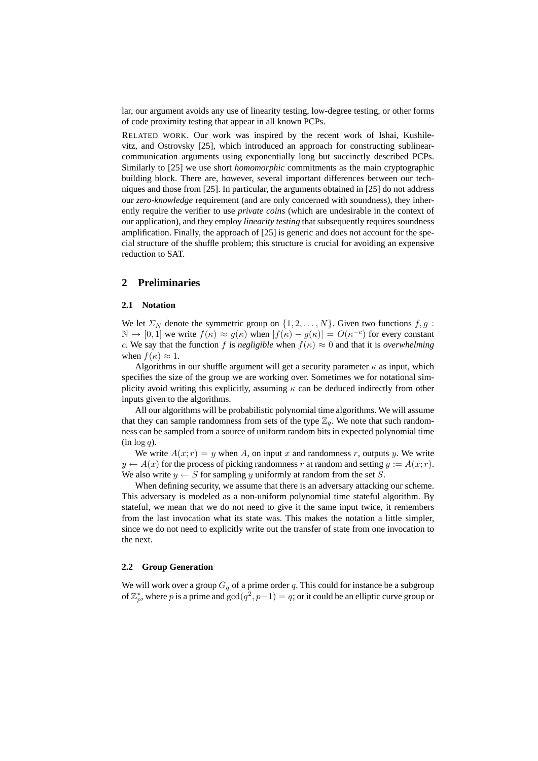lar, our argument avoids any use of linearity testing, low-degree testing, or other forms of code proximity testing that appear in all known PCPs.

RELATED WORK. Our work was inspired by the recent work of Ishai, Kushilevitz, and Ostrovsky [25], which introduced an approach for constructing sublinear-communication arguments using exponentially long but succinctly described PCPs. Similarly to [25] we use short *homomorphic* commitments as the main cryptographic building block. There are, however, several important differences between our techniques and those from [25]. In particular, the arguments obtained in [25] do not address our *zero-knowledge* requirement (and are only concerned with soundness), they inherently require the verifier to use *private coins* (which are undesirable in the context of our application), and they employ *linearity testing* that subsequently requires soundness amplification. Finally, the approach of [25] is generic and does not account for the special structure of the shuffle problem; this structure is crucial for avoiding an expensive reduction to SAT.

## 2 Preliminaries

### 2.1 Notation

We let $\Sigma_N$ denote the symmetric group on $\{1, 2, \ldots, N\}$. Given two functions $f, g : \mathbb{N} \to [0, 1]$ we write $f(\kappa) \approx g(\kappa)$ when $|f(\kappa) - g(\kappa)| = O(\kappa^{-c})$ for every constant $c$. We say that the function $f$ is *negligible* when $f(\kappa) \approx 0$ and that it is *overwhelming* when $f(\kappa) \approx 1$.

Algorithms in our shuffle argument will get a security parameter $\kappa$ as input, which specifies the size of the group we are working over. Sometimes we for notational simplicity avoid writing this explicitly, assuming $\kappa$ can be deduced indirectly from other inputs given to the algorithms.

All our algorithms will be probabilistic polynomial time algorithms. We will assume that they can sample randomness from sets of the type $\mathbb{Z}_q$. We note that such randomness can be sampled from a source of uniform random bits in expected polynomial time (in $\log q$).

We write $A(x; r) = y$ when $A$, on input $x$ and randomness $r$, outputs $y$. We write $y \leftarrow A(x)$ for the process of picking randomness $r$ at random and setting $y := A(x; r)$. We also write $y \leftarrow S$ for sampling $y$ uniformly at random from the set $S$.

When defining security, we assume that there is an adversary attacking our scheme. This adversary is modeled as a non-uniform polynomial time stateful algorithm. By stateful, we mean that we do not need to give it the same input twice, it remembers from the last invocation what its state was. This makes the notation a little simpler, since we do not need to explicitly write out the transfer of state from one invocation to the next.

### 2.2 Group Generation

We will work over a group $G_q$ of a prime order $q$. This could for instance be a subgroup of $\mathbb{Z}_p^*$, where $p$ is a prime and $\gcd(q^2, p-1) = q$; or it could be an elliptic curve group or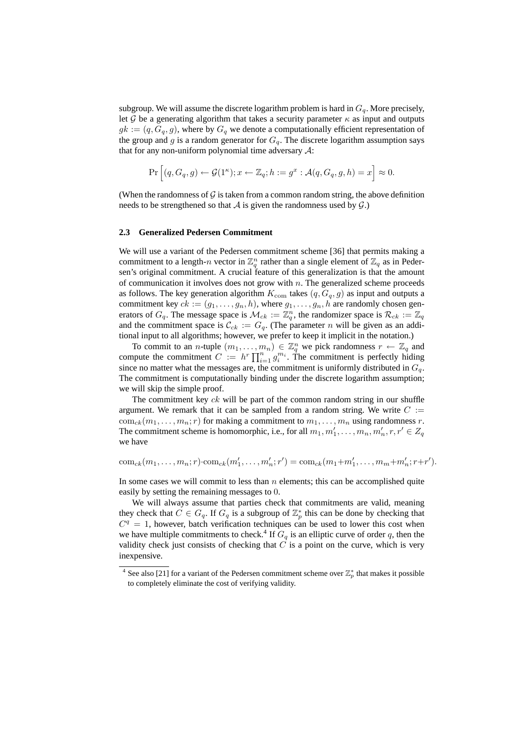subgroup. We will assume the discrete logarithm problem is hard in $G_q$. More precisely, let $\mathcal{G}$ be a generating algorithm that takes a security parameter $\kappa$ as input and outputs $gk := (q, G_q, g)$, where by $G_q$ we denote a computationally efficient representation of the group and $g$ is a random generator for $G_q$. The discrete logarithm assumption says that for any non-uniform polynomial time adversary $\mathcal{A}$:

$$\Pr\Big[(q, G_q, g) \leftarrow \mathcal{G}(1^\kappa); x \leftarrow \mathbb{Z}_q; h := g^x : \mathcal{A}(q, G_q, g, h) = x\Big] \approx 0.$$

(When the randomness of $\mathcal{G}$ is taken from a common random string, the above definition needs to be strengthened so that $\mathcal{A}$ is given the randomness used by $\mathcal{G}$.)

### 2.3 Generalized Pedersen Commitment

We will use a variant of the Pedersen commitment scheme [36] that permits making a commitment to a length-$n$ vector in $\mathbb{Z}_q^n$ rather than a single element of $\mathbb{Z}_q$ as in Pedersen's original commitment. A crucial feature of this generalization is that the amount of communication it involves does not grow with $n$. The generalized scheme proceeds as follows. The key generation algorithm $K_{\mathrm{com}}$ takes $(q, G_q, g)$ as input and outputs a commitment key $ck := (g_1, \ldots, g_n, h)$, where $g_1, \ldots, g_n, h$ are randomly chosen generators of $G_q$. The message space is $\mathcal{M}_{ck} := \mathbb{Z}_q^n$, the randomizer space is $\mathcal{R}_{ck} := \mathbb{Z}_q$ and the commitment space is $\mathcal{C}_{ck} := G_q$. (The parameter $n$ will be given as an additional input to all algorithms; however, we prefer to keep it implicit in the notation.)

To commit to an $n$-tuple $(m_1, \ldots, m_n) \in \mathbb{Z}_q^n$ we pick randomness $r \leftarrow \mathbb{Z}_q$ and compute the commitment $C := h^r \prod_{i=1}^n g_i^{m_i}$. The commitment is perfectly hiding since no matter what the messages are, the commitment is uniformly distributed in $G_q$. The commitment is computationally binding under the discrete logarithm assumption; we will skip the simple proof.

The commitment key $ck$ will be part of the common random string in our shuffle argument. We remark that it can be sampled from a random string. We write $C := \mathrm{com}_{ck}(m_1, \ldots, m_n; r)$ for making a commitment to $m_1, \ldots, m_n$ using randomness $r$. The commitment scheme is homomorphic, i.e., for all $m_1, m'_1, \ldots, m_n, m'_n, r, r' \in Z_q$ we have

$$\mathrm{com}_{ck}(m_1, \ldots, m_n; r) \cdot \mathrm{com}_{ck}(m'_1, \ldots, m'_n; r') = \mathrm{com}_{ck}(m_1 + m'_1, \ldots, m_m + m'_n; r + r').$$

In some cases we will commit to less than $n$ elements; this can be accomplished quite easily by setting the remaining messages to $0$.

We will always assume that parties check that commitments are valid, meaning they check that $C \in G_q$. If $G_q$ is a subgroup of $\mathbb{Z}_p^*$ this can be done by checking that $C^q = 1$, however, batch verification techniques can be used to lower this cost when we have multiple commitments to check.[4] If $G_q$ is an elliptic curve of order $q$, then the validity check just consists of checking that $C$ is a point on the curve, which is very inexpensive.

[4] See also [21] for a variant of the Pedersen commitment scheme over $\mathbb{Z}_p^*$ that makes it possible to completely eliminate the cost of verifying validity.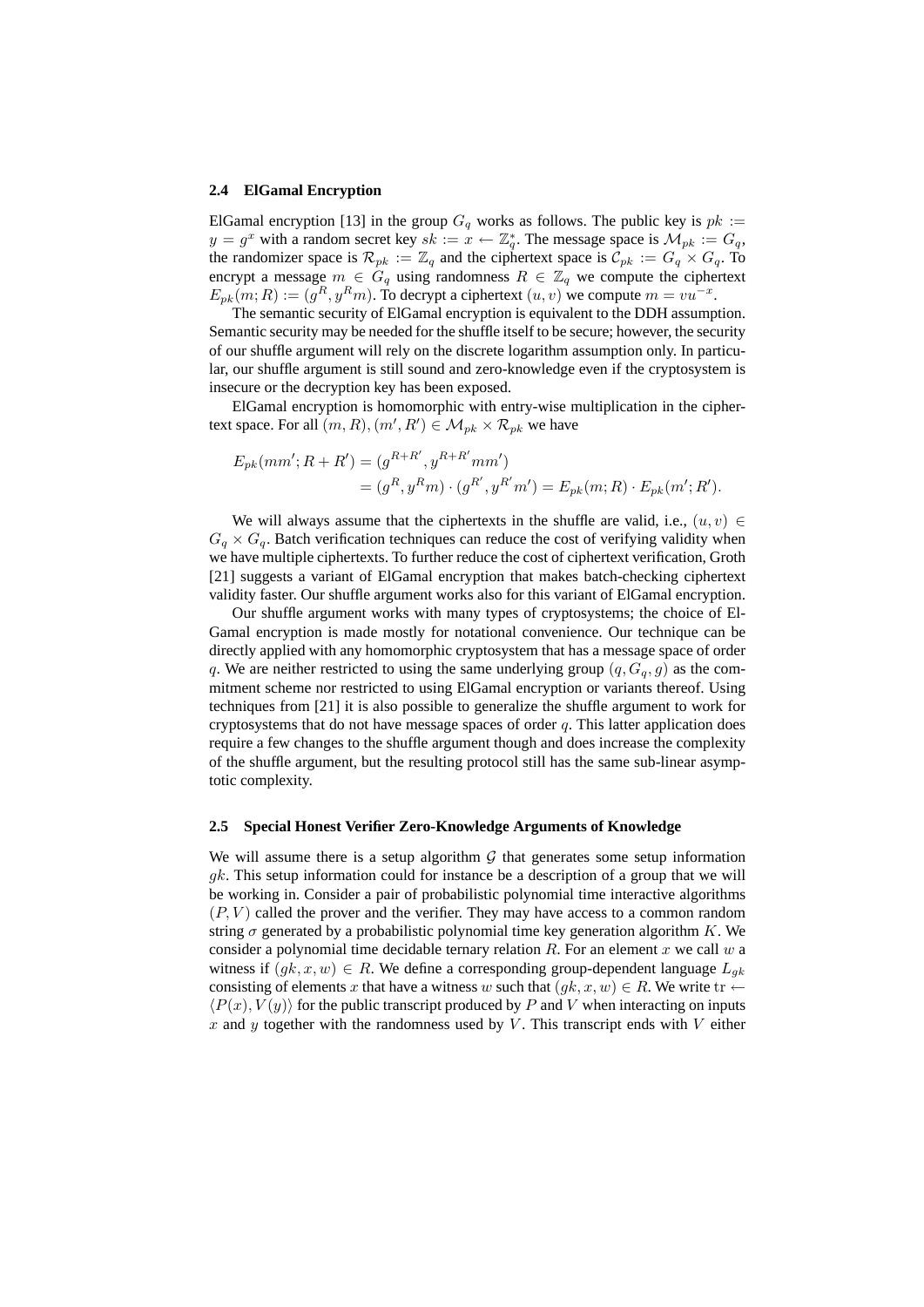### 2.4 ElGamal Encryption

ElGamal encryption [13] in the group $G_q$ works as follows. The public key is $pk := y = g^x$ with a random secret key $sk := x \leftarrow \mathbb{Z}_q^*$. The message space is $\mathcal{M}_{pk} := G_q$, the randomizer space is $\mathcal{R}_{pk} := \mathbb{Z}_q$ and the ciphertext space is $\mathcal{C}_{pk} := G_q \times G_q$. To encrypt a message $m \in G_q$ using randomness $R \in \mathbb{Z}_q$ we compute the ciphertext $E_{pk}(m; R) := (g^R, y^R m)$. To decrypt a ciphertext $(u, v)$ we compute $m = vu^{-x}$.

The semantic security of ElGamal encryption is equivalent to the DDH assumption. Semantic security may be needed for the shuffle itself to be secure; however, the security of our shuffle argument will rely on the discrete logarithm assumption only. In particular, our shuffle argument is still sound and zero-knowledge even if the cryptosystem is insecure or the decryption key has been exposed.

ElGamal encryption is homomorphic with entry-wise multiplication in the ciphertext space. For all $(m, R), (m', R') \in \mathcal{M}_{pk} \times \mathcal{R}_{pk}$ we have

$$
\begin{aligned}
E_{pk}(mm'; R + R') &= (g^{R+R'}, y^{R+R'} mm') \\
&= (g^R, y^R m) \cdot (g^{R'}, y^{R'} m') = E_{pk}(m; R) \cdot E_{pk}(m'; R').
\end{aligned}
$$

We will always assume that the ciphertexts in the shuffle are valid, i.e., $(u, v) \in G_q \times G_q$. Batch verification techniques can reduce the cost of verifying validity when we have multiple ciphertexts. To further reduce the cost of ciphertext verification, Groth [21] suggests a variant of ElGamal encryption that makes batch-checking ciphertext validity faster. Our shuffle argument works also for this variant of ElGamal encryption.

Our shuffle argument works with many types of cryptosystems; the choice of ElGamal encryption is made mostly for notational convenience. Our technique can be directly applied with any homomorphic cryptosystem that has a message space of order $q$. We are neither restricted to using the same underlying group $(q, G_q, g)$ as the commitment scheme nor restricted to using ElGamal encryption or variants thereof. Using techniques from [21] it is also possible to generalize the shuffle argument to work for cryptosystems that do not have message spaces of order $q$. This latter application does require a few changes to the shuffle argument though and does increase the complexity of the shuffle argument, but the resulting protocol still has the same sub-linear asymptotic complexity.

### 2.5 Special Honest Verifier Zero-Knowledge Arguments of Knowledge

We will assume there is a setup algorithm $\mathcal{G}$ that generates some setup information $gk$. This setup information could for instance be a description of a group that we will be working in. Consider a pair of probabilistic polynomial time interactive algorithms $(P, V)$ called the prover and the verifier. They may have access to a common random string $\sigma$ generated by a probabilistic polynomial time key generation algorithm $K$. We consider a polynomial time decidable ternary relation $R$. For an element $x$ we call $w$ a witness if $(gk, x, w) \in R$. We define a corresponding group-dependent language $L_{gk}$ consisting of elements $x$ that have a witness $w$ such that $(gk, x, w) \in R$. We write $\mathrm{tr} \leftarrow \langle P(x), V(y) \rangle$ for the public transcript produced by $P$ and $V$ when interacting on inputs $x$ and $y$ together with the randomness used by $V$. This transcript ends with $V$ either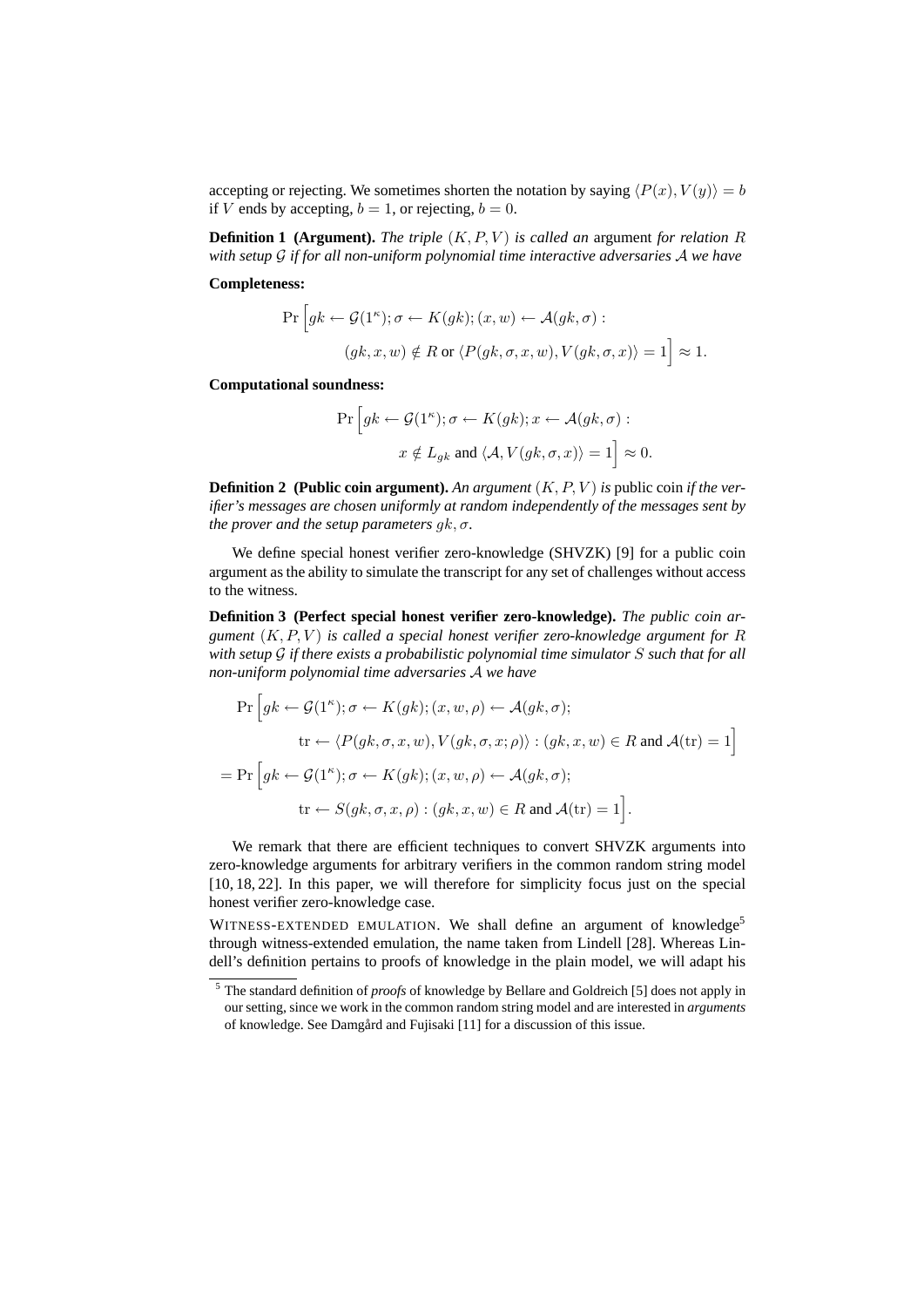accepting or rejecting. We sometimes shorten the notation by saying $\langle P(x), V(y)\rangle = b$ if $V$ ends by accepting, $b = 1$, or rejecting, $b = 0$.

**Definition 1 (Argument).** *The triple $(K, P, V)$ is called an* argument *for relation $R$ with setup $\mathcal{G}$ if for all non-uniform polynomial time interactive adversaries $\mathcal{A}$ we have*

**Completeness:**

$$\Pr\Big[gk \leftarrow \mathcal{G}(1^\kappa); \sigma \leftarrow K(gk); (x, w) \leftarrow \mathcal{A}(gk, \sigma) : \\ (gk, x, w) \notin R \text{ or } \langle P(gk, \sigma, x, w), V(gk, \sigma, x)\rangle = 1\Big] \approx 1.$$

**Computational soundness:**

$$\Pr\Big[gk \leftarrow \mathcal{G}(1^\kappa); \sigma \leftarrow K(gk); x \leftarrow \mathcal{A}(gk, \sigma) : \\ x \notin L_{gk} \text{ and } \langle \mathcal{A}, V(gk, \sigma, x)\rangle = 1\Big] \approx 0.$$

**Definition 2 (Public coin argument).** *An argument $(K, P, V)$ is* public coin *if the verifier's messages are chosen uniformly at random independently of the messages sent by the prover and the setup parameters $gk, \sigma$.*

We define special honest verifier zero-knowledge (SHVZK) [9] for a public coin argument as the ability to simulate the transcript for any set of challenges without access to the witness.

**Definition 3 (Perfect special honest verifier zero-knowledge).** *The public coin argument $(K, P, V)$ is called a special honest verifier zero-knowledge argument for $R$ with setup $\mathcal{G}$ if there exists a probabilistic polynomial time simulator $S$ such that for all non-uniform polynomial time adversaries $\mathcal{A}$ we have*

$$\Pr\Big[gk \leftarrow \mathcal{G}(1^\kappa); \sigma \leftarrow K(gk); (x, w, \rho) \leftarrow \mathcal{A}(gk, \sigma); \\ \mathrm{tr} \leftarrow \langle P(gk, \sigma, x, w), V(gk, \sigma, x; \rho)\rangle : (gk, x, w) \in R \text{ and } \mathcal{A}(\mathrm{tr}) = 1\Big]$$

$$= \Pr\Big[gk \leftarrow \mathcal{G}(1^\kappa); \sigma \leftarrow K(gk); (x, w, \rho) \leftarrow \mathcal{A}(gk, \sigma); \\ \mathrm{tr} \leftarrow S(gk, \sigma, x, \rho) : (gk, x, w) \in R \text{ and } \mathcal{A}(\mathrm{tr}) = 1\Big].$$

We remark that there are efficient techniques to convert SHVZK arguments into zero-knowledge arguments for arbitrary verifiers in the common random string model [10, 18, 22]. In this paper, we will therefore for simplicity focus just on the special honest verifier zero-knowledge case.

WITNESS-EXTENDED EMULATION. We shall define an argument of knowledge[5] through witness-extended emulation, the name taken from Lindell [28]. Whereas Lindell's definition pertains to proofs of knowledge in the plain model, we will adapt his

[5] The standard definition of *proofs* of knowledge by Bellare and Goldreich [5] does not apply in our setting, since we work in the common random string model and are interested in *arguments* of knowledge. See Damgård and Fujisaki [11] for a discussion of this issue.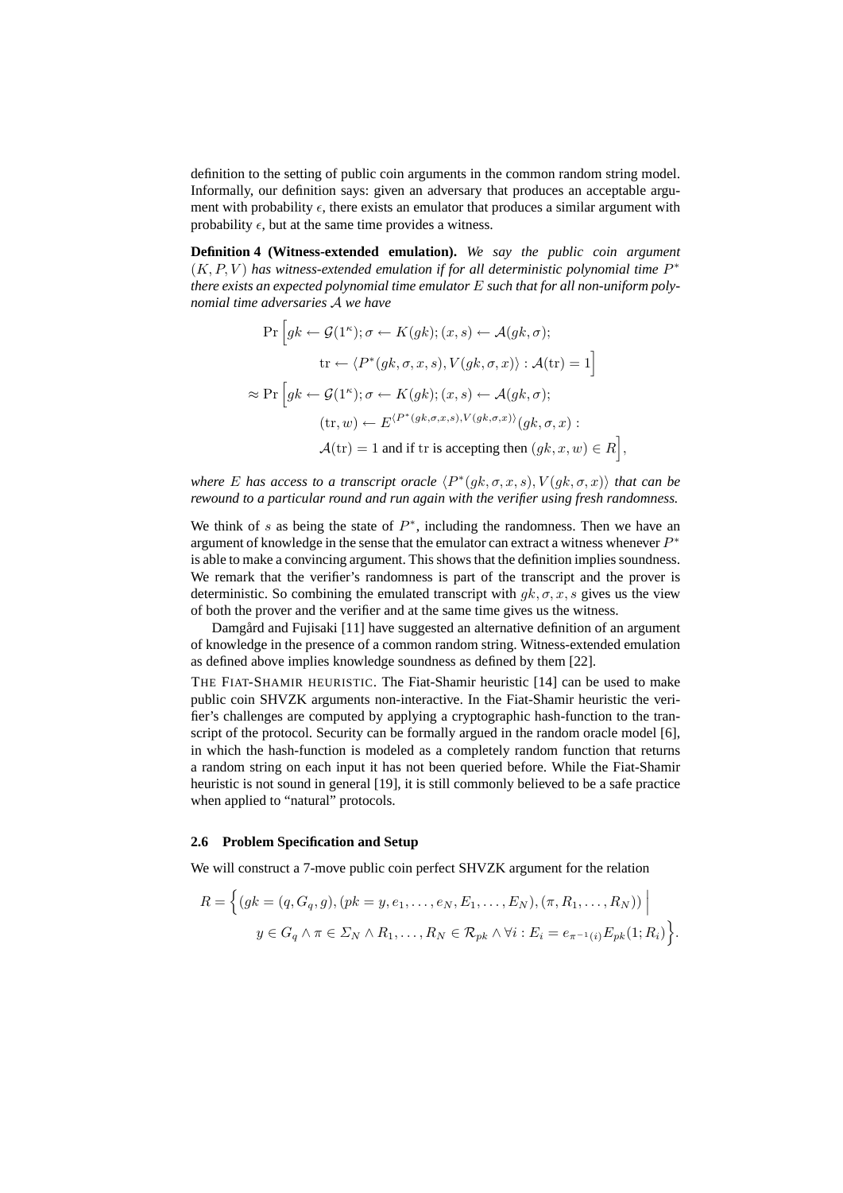definition to the setting of public coin arguments in the common random string model. Informally, our definition says: given an adversary that produces an acceptable argument with probability $\epsilon$, there exists an emulator that produces a similar argument with probability $\epsilon$, but at the same time provides a witness.

**Definition 4 (Witness-extended emulation).** *We say the public coin argument $(K, P, V)$ has witness-extended emulation if for all deterministic polynomial time $P^*$ there exists an expected polynomial time emulator $E$ such that for all non-uniform polynomial time adversaries $\mathcal{A}$ we have*

$$\begin{aligned}
&\Pr\Big[gk \leftarrow \mathcal{G}(1^\kappa); \sigma \leftarrow K(gk); (x, s) \leftarrow \mathcal{A}(gk, \sigma); \\
&\qquad \mathrm{tr} \leftarrow \langle P^*(gk, \sigma, x, s), V(gk, \sigma, x)\rangle : \mathcal{A}(\mathrm{tr}) = 1\Big] \\
\approx &\Pr\Big[gk \leftarrow \mathcal{G}(1^\kappa); \sigma \leftarrow K(gk); (x, s) \leftarrow \mathcal{A}(gk, \sigma); \\
&\qquad (\mathrm{tr}, w) \leftarrow E^{\langle P^*(gk,\sigma,x,s), V(gk,\sigma,x)\rangle}(gk, \sigma, x) : \\
&\qquad \mathcal{A}(\mathrm{tr}) = 1 \text{ and if tr is accepting then } (gk, x, w) \in R\Big],
\end{aligned}$$

*where $E$ has access to a transcript oracle $\langle P^*(gk, \sigma, x, s), V(gk, \sigma, x)\rangle$ that can be rewound to a particular round and run again with the verifier using fresh randomness.*

We think of $s$ as being the state of $P^*$, including the randomness. Then we have an argument of knowledge in the sense that the emulator can extract a witness whenever $P^*$ is able to make a convincing argument. This shows that the definition implies soundness. We remark that the verifier's randomness is part of the transcript and the prover is deterministic. So combining the emulated transcript with $gk, \sigma, x, s$ gives us the view of both the prover and the verifier and at the same time gives us the witness.

Damgård and Fujisaki [11] have suggested an alternative definition of an argument of knowledge in the presence of a common random string. Witness-extended emulation as defined above implies knowledge soundness as defined by them [22].

THE FIAT-SHAMIR HEURISTIC. The Fiat-Shamir heuristic [14] can be used to make public coin SHVZK arguments non-interactive. In the Fiat-Shamir heuristic the verifier's challenges are computed by applying a cryptographic hash-function to the transcript of the protocol. Security can be formally argued in the random oracle model [6], in which the hash-function is modeled as a completely random function that returns a random string on each input it has not been queried before. While the Fiat-Shamir heuristic is not sound in general [19], it is still commonly believed to be a safe practice when applied to "natural" protocols.

### 2.6 Problem Specification and Setup

We will construct a 7-move public coin perfect SHVZK argument for the relation

$$\begin{aligned}
R = \Big\{ &(gk = (q, G_q, g), (pk = y, e_1, \ldots, e_N, E_1, \ldots, E_N), (\pi, R_1, \ldots, R_N)) \;\Big|\; \\
&y \in G_q \wedge \pi \in \Sigma_N \wedge R_1, \ldots, R_N \in \mathcal{R}_{pk} \wedge \forall i : E_i = e_{\pi^{-1}(i)} E_{pk}(1; R_i) \Big\}.
\end{aligned}$$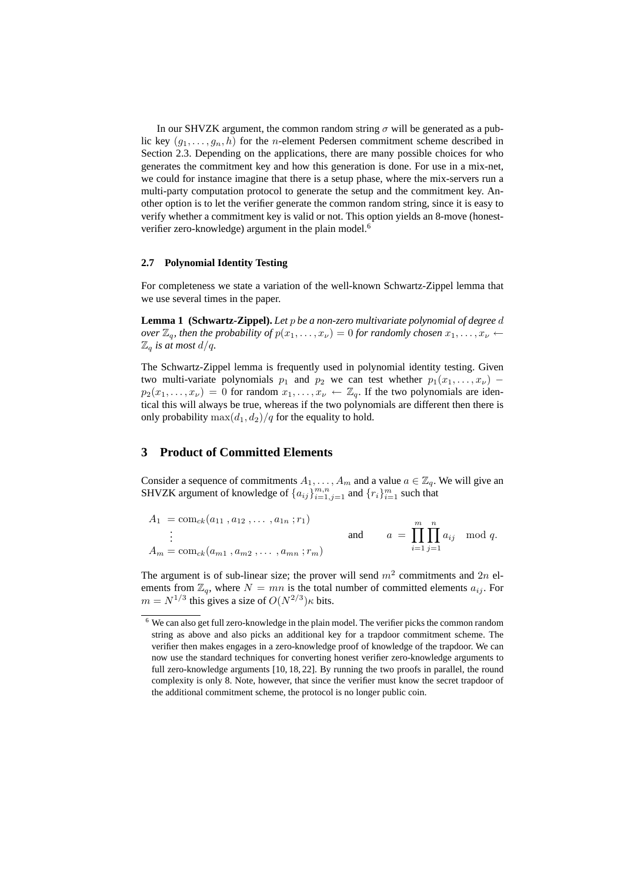In our SHVZK argument, the common random string $\sigma$ will be generated as a public key $(g_1, \ldots, g_n, h)$ for the $n$-element Pedersen commitment scheme described in Section 2.3. Depending on the applications, there are many possible choices for who generates the commitment key and how this generation is done. For use in a mix-net, we could for instance imagine that there is a setup phase, where the mix-servers run a multi-party computation protocol to generate the setup and the commitment key. Another option is to let the verifier generate the common random string, since it is easy to verify whether a commitment key is valid or not. This option yields an 8-move (honest-verifier zero-knowledge) argument in the plain model.[6]

### 2.7 Polynomial Identity Testing

For completeness we state a variation of the well-known Schwartz-Zippel lemma that we use several times in the paper.

**Lemma 1 (Schwartz-Zippel).** *Let $p$ be a non-zero multivariate polynomial of degree $d$ over $\mathbb{Z}_q$, then the probability of $p(x_1, \ldots, x_\nu) = 0$ for randomly chosen $x_1, \ldots, x_\nu \leftarrow \mathbb{Z}_q$ is at most $d/q$.*

The Schwartz-Zippel lemma is frequently used in polynomial identity testing. Given two multi-variate polynomials $p_1$ and $p_2$ we can test whether $p_1(x_1, \ldots, x_\nu) - p_2(x_1, \ldots, x_\nu) = 0$ for random $x_1, \ldots, x_\nu \leftarrow \mathbb{Z}_q$. If the two polynomials are identical this will always be true, whereas if the two polynomials are different then there is only probability $\max(d_1, d_2)/q$ for the equality to hold.

## 3 Product of Committed Elements

Consider a sequence of commitments $A_1, \ldots, A_m$ and a value $a \in \mathbb{Z}_q$. We will give an SHVZK argument of knowledge of $\{a_{ij}\}_{i=1,j=1}^{m,n}$ and $\{r_i\}_{i=1}^{m}$ such that

$$
\begin{aligned}
A_1 &= \mathrm{com}_{ck}(a_{11}, a_{12}, \ldots, a_{1n}; r_1) \\
&\;\;\vdots \\
A_m &= \mathrm{com}_{ck}(a_{m1}, a_{m2}, \ldots, a_{mn}; r_m)
\end{aligned}
\qquad \text{and} \qquad a = \prod_{i=1}^{m} \prod_{j=1}^{n} a_{ij} \mod q.
$$

The argument is of sub-linear size; the prover will send $m^2$ commitments and $2n$ elements from $\mathbb{Z}_q$, where $N = mn$ is the total number of committed elements $a_{ij}$. For $m = N^{1/3}$ this gives a size of $O(N^{2/3})\kappa$ bits.

---

[6] We can also get full zero-knowledge in the plain model. The verifier picks the common random string as above and also picks an additional key for a trapdoor commitment scheme. The verifier then makes engages in a zero-knowledge proof of knowledge of the trapdoor. We can now use the standard techniques for converting honest verifier zero-knowledge arguments to full zero-knowledge arguments [10, 18, 22]. By running the two proofs in parallel, the round complexity is only 8. Note, however, that since the verifier must know the secret trapdoor of the additional commitment scheme, the protocol is no longer public coin.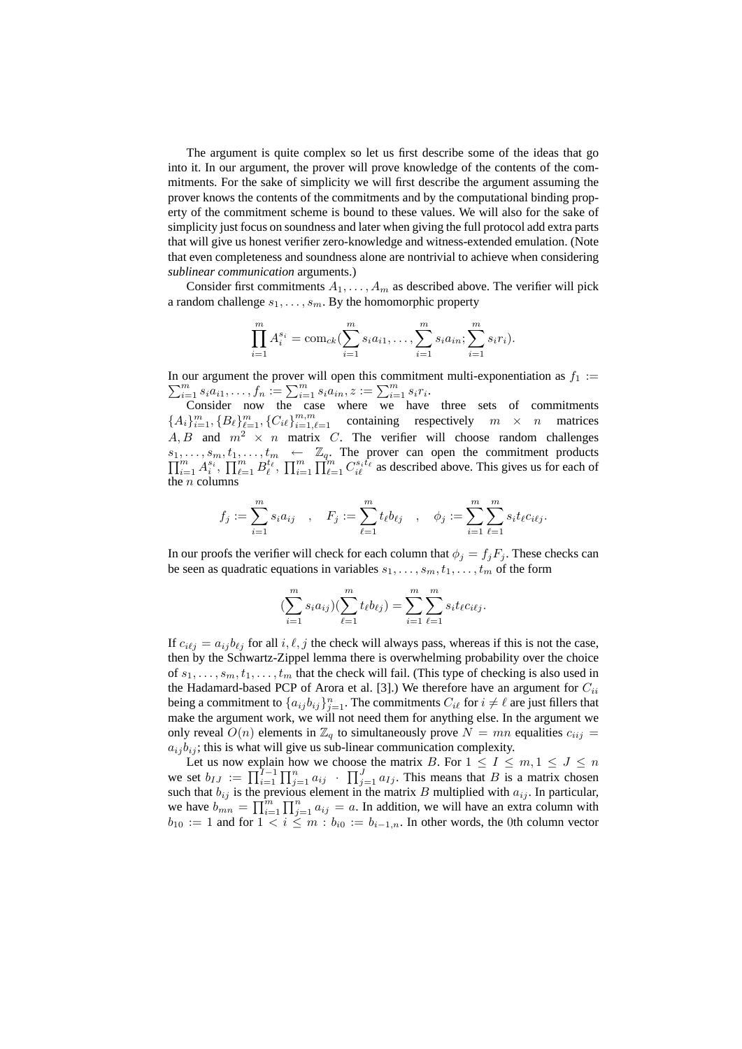The argument is quite complex so let us first describe some of the ideas that go into it. In our argument, the prover will prove knowledge of the contents of the commitments. For the sake of simplicity we will first describe the argument assuming the prover knows the contents of the commitments and by the computational binding property of the commitment scheme is bound to these values. We will also for the sake of simplicity just focus on soundness and later when giving the full protocol add extra parts that will give us honest verifier zero-knowledge and witness-extended emulation. (Note that even completeness and soundness alone are nontrivial to achieve when considering *sublinear communication* arguments.)

Consider first commitments $A_1, \ldots, A_m$ as described above. The verifier will pick a random challenge $s_1, \ldots, s_m$. By the homomorphic property

$$\prod_{i=1}^{m} A_i^{s_i} = \mathrm{com}_{ck}(\sum_{i=1}^{m} s_i a_{i1}, \ldots, \sum_{i=1}^{m} s_i a_{in}; \sum_{i=1}^{m} s_i r_i).$$

In our argument the prover will open this commitment multi-exponentiation as $f_1 := \sum_{i=1}^{m} s_i a_{i1}, \ldots, f_n := \sum_{i=1}^{m} s_i a_{in}, z := \sum_{i=1}^{m} s_i r_i$.

Consider now the case where we have three sets of commitments $\{A_i\}_{i=1}^{m}, \{B_\ell\}_{\ell=1}^{m}, \{C_{i\ell}\}_{i=1,\ell=1}^{m,m}$ containing respectively $m \times n$ matrices $A, B$ and $m^2 \times n$ matrix $C$. The verifier will choose random challenges $s_1, \ldots, s_m, t_1, \ldots, t_m \leftarrow \mathbb{Z}_q$. The prover can open the commitment products $\prod_{i=1}^{m} A_i^{s_i}$, $\prod_{\ell=1}^{m} B_\ell^{t_\ell}$, $\prod_{i=1}^{m} \prod_{\ell=1}^{m} C_{i\ell}^{s_i t_\ell}$ as described above. This gives us for each of the $n$ columns

$$f_j := \sum_{i=1}^{m} s_i a_{ij} \quad , \quad F_j := \sum_{\ell=1}^{m} t_\ell b_{\ell j} \quad , \quad \phi_j := \sum_{i=1}^{m} \sum_{\ell=1}^{m} s_i t_\ell c_{i\ell j}.$$

In our proofs the verifier will check for each column that $\phi_j = f_j F_j$. These checks can be seen as quadratic equations in variables $s_1, \ldots, s_m, t_1, \ldots, t_m$ of the form

$$(\sum_{i=1}^{m} s_i a_{ij})(\sum_{\ell=1}^{m} t_\ell b_{\ell j}) = \sum_{i=1}^{m} \sum_{\ell=1}^{m} s_i t_\ell c_{i\ell j}.$$

If $c_{i\ell j} = a_{ij} b_{\ell j}$ for all $i, \ell, j$ the check will always pass, whereas if this is not the case, then by the Schwartz-Zippel lemma there is overwhelming probability over the choice of $s_1, \ldots, s_m, t_1, \ldots, t_m$ that the check will fail. (This type of checking is also used in the Hadamard-based PCP of Arora et al. [3].) We therefore have an argument for $C_{ii}$ being a commitment to $\{a_{ij} b_{ij}\}_{j=1}^{n}$. The commitments $C_{i\ell}$ for $i \neq \ell$ are just fillers that make the argument work, we will not need them for anything else. In the argument we only reveal $O(n)$ elements in $\mathbb{Z}_q$ to simultaneously prove $N = mn$ equalities $c_{iij} = a_{ij} b_{ij}$; this is what will give us sub-linear communication complexity.

Let us now explain how we choose the matrix $B$. For $1 \leq I \leq m, 1 \leq J \leq n$ we set $b_{IJ} := \prod_{i=1}^{I-1} \prod_{j=1}^{n} a_{ij} \cdot \prod_{j=1}^{J} a_{Ij}$. This means that $B$ is a matrix chosen such that $b_{ij}$ is the previous element in the matrix $B$ multiplied with $a_{ij}$. In particular, we have $b_{mn} = \prod_{i=1}^{m} \prod_{j=1}^{n} a_{ij} = a$. In addition, we will have an extra column with $b_{10} := 1$ and for $1 < i \leq m : b_{i0} := b_{i-1,n}$. In other words, the 0th column vector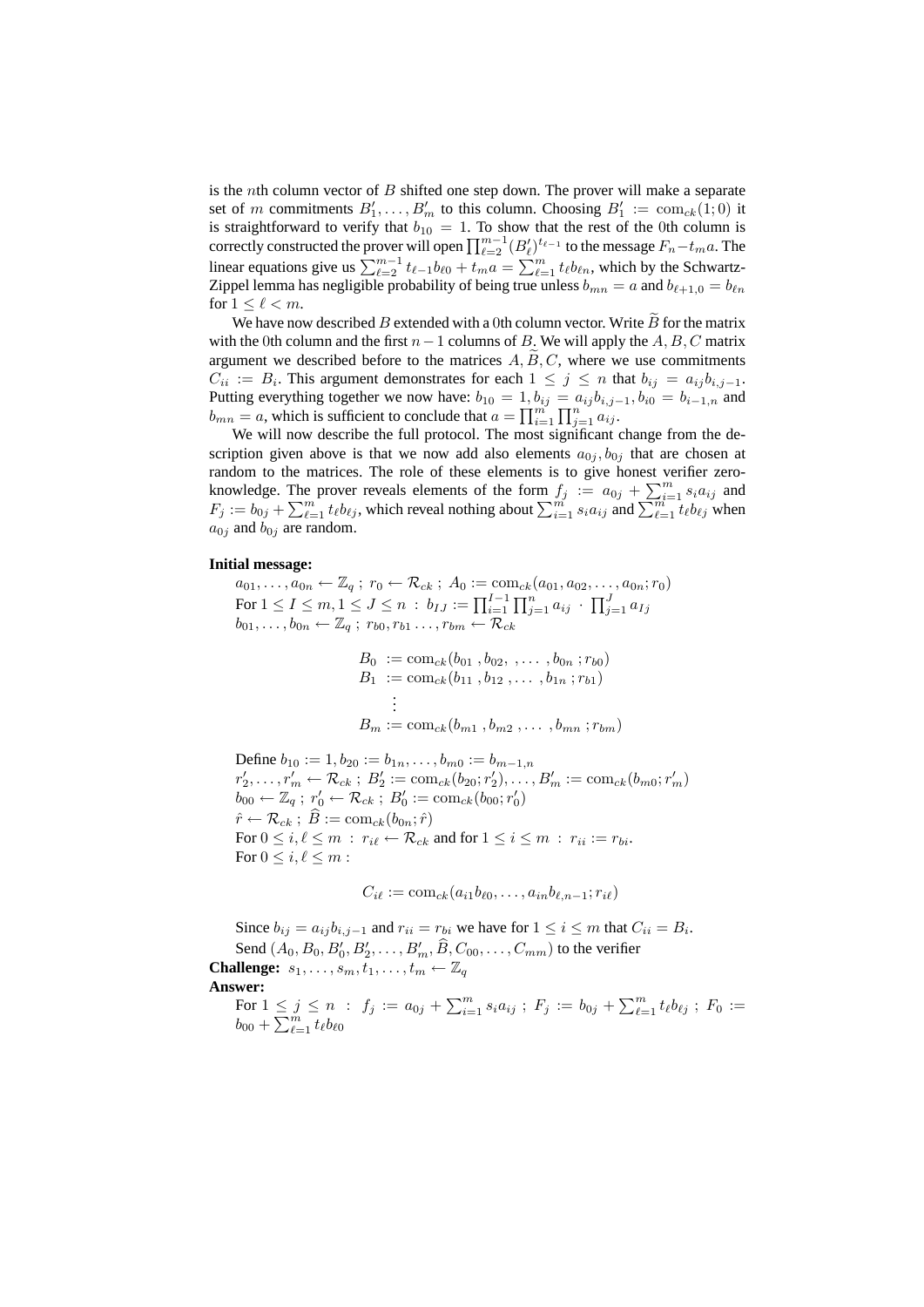is the $n$th column vector of $B$ shifted one step down. The prover will make a separate set of $m$ commitments $B'_1, \ldots, B'_m$ to this column. Choosing $B'_1 := \mathrm{com}_{ck}(1; 0)$ it is straightforward to verify that $b_{10} = 1$. To show that the rest of the 0th column is correctly constructed the prover will open $\prod_{\ell=2}^{m-1} (B'_\ell)^{t_{\ell-1}}$ to the message $F_n - t_m a$. The linear equations give us $\sum_{\ell=2}^{m-1} t_{\ell-1} b_{\ell 0} + t_m a = \sum_{\ell=1}^{m} t_\ell b_{\ell n}$, which by the Schwartz-Zippel lemma has negligible probability of being true unless $b_{mn} = a$ and $b_{\ell+1,0} = b_{\ell n}$ for $1 \leq \ell < m$.

We have now described $B$ extended with a 0th column vector. Write $\widetilde{B}$ for the matrix with the 0th column and the first $n-1$ columns of $B$. We will apply the $A, B, C$ matrix argument we described before to the matrices $A, \widetilde{B}, C$, where we use commitments $C_{ii} := B_i$. This argument demonstrates for each $1 \leq j \leq n$ that $b_{ij} = a_{ij} b_{i,j-1}$. Putting everything together we now have: $b_{10} = 1, b_{ij} = a_{ij} b_{i,j-1}, b_{i0} = b_{i-1,n}$ and $b_{mn} = a$, which is sufficient to conclude that $a = \prod_{i=1}^{m} \prod_{j=1}^{n} a_{ij}$.

We will now describe the full protocol. The most significant change from the description given above is that we now add also elements $a_{0j}, b_{0j}$ that are chosen at random to the matrices. The role of these elements is to give honest verifier zero-knowledge. The prover reveals elements of the form $f_j := a_{0j} + \sum_{i=1}^{m} s_i a_{ij}$ and $F_j := b_{0j} + \sum_{\ell=1}^{m} t_\ell b_{\ell j}$, which reveal nothing about $\sum_{i=1}^{m} s_i a_{ij}$ and $\sum_{\ell=1}^{m} t_\ell b_{\ell j}$ when $a_{0j}$ and $b_{0j}$ are random.

**Initial message:**

$a_{01}, \ldots, a_{0n} \leftarrow \mathbb{Z}_q$ ; $r_0 \leftarrow \mathcal{R}_{ck}$ ; $A_0 := \mathrm{com}_{ck}(a_{01}, a_{02}, \ldots, a_{0n}; r_0)$
For $1 \leq I \leq m, 1 \leq J \leq n$ : $b_{IJ} := \prod_{i=1}^{I-1} \prod_{j=1}^{n} a_{ij} \cdot \prod_{j=1}^{J} a_{Ij}$
$b_{01}, \ldots, b_{0n} \leftarrow \mathbb{Z}_q$ ; $r_{b0}, r_{b1} \ldots, r_{bm} \leftarrow \mathcal{R}_{ck}$

$$
\begin{aligned}
B_0 &:= \mathrm{com}_{ck}(b_{01}, b_{02}, \ldots, b_{0n}; r_{b0}) \\
B_1 &:= \mathrm{com}_{ck}(b_{11}, b_{12}, \ldots, b_{1n}; r_{b1}) \\
&\;\;\vdots \\
B_m &:= \mathrm{com}_{ck}(b_{m1}, b_{m2}, \ldots, b_{mn}; r_{bm})
\end{aligned}
$$

Define $b_{10} := 1, b_{20} := b_{1n}, \ldots, b_{m0} := b_{m-1,n}$
$r'_2, \ldots, r'_m \leftarrow \mathcal{R}_{ck}$ ; $B'_2 := \mathrm{com}_{ck}(b_{20}; r'_2), \ldots, B'_m := \mathrm{com}_{ck}(b_{m0}; r'_m)$
$b_{00} \leftarrow \mathbb{Z}_q$ ; $r'_0 \leftarrow \mathcal{R}_{ck}$ ; $B'_0 := \mathrm{com}_{ck}(b_{00}; r'_0)$
$\hat{r} \leftarrow \mathcal{R}_{ck}$ ; $\widehat{B} := \mathrm{com}_{ck}(b_{0n}; \hat{r})$
For $0 \leq i, \ell \leq m$ : $r_{i\ell} \leftarrow \mathcal{R}_{ck}$ and for $1 \leq i \leq m$ : $r_{ii} := r_{bi}$.
For $0 \leq i, \ell \leq m$ :

$$C_{i\ell} := \mathrm{com}_{ck}(a_{i1} b_{\ell 0}, \ldots, a_{in} b_{\ell,n-1}; r_{i\ell})$$

Since $b_{ij} = a_{ij} b_{i,j-1}$ and $r_{ii} = r_{bi}$ we have for $1 \leq i \leq m$ that $C_{ii} = B_i$.
Send $(A_0, B_0, B'_0, B'_2, \ldots, B'_m, \widehat{B}, C_{00}, \ldots, C_{mm})$ to the verifier

**Challenge:** $s_1, \ldots, s_m, t_1, \ldots, t_m \leftarrow \mathbb{Z}_q$

**Answer:**

For $1 \leq j \leq n$ : $f_j := a_{0j} + \sum_{i=1}^{m} s_i a_{ij}$ ; $F_j := b_{0j} + \sum_{\ell=1}^{m} t_\ell b_{\ell j}$ ; $F_0 := b_{00} + \sum_{\ell=1}^{m} t_\ell b_{\ell 0}$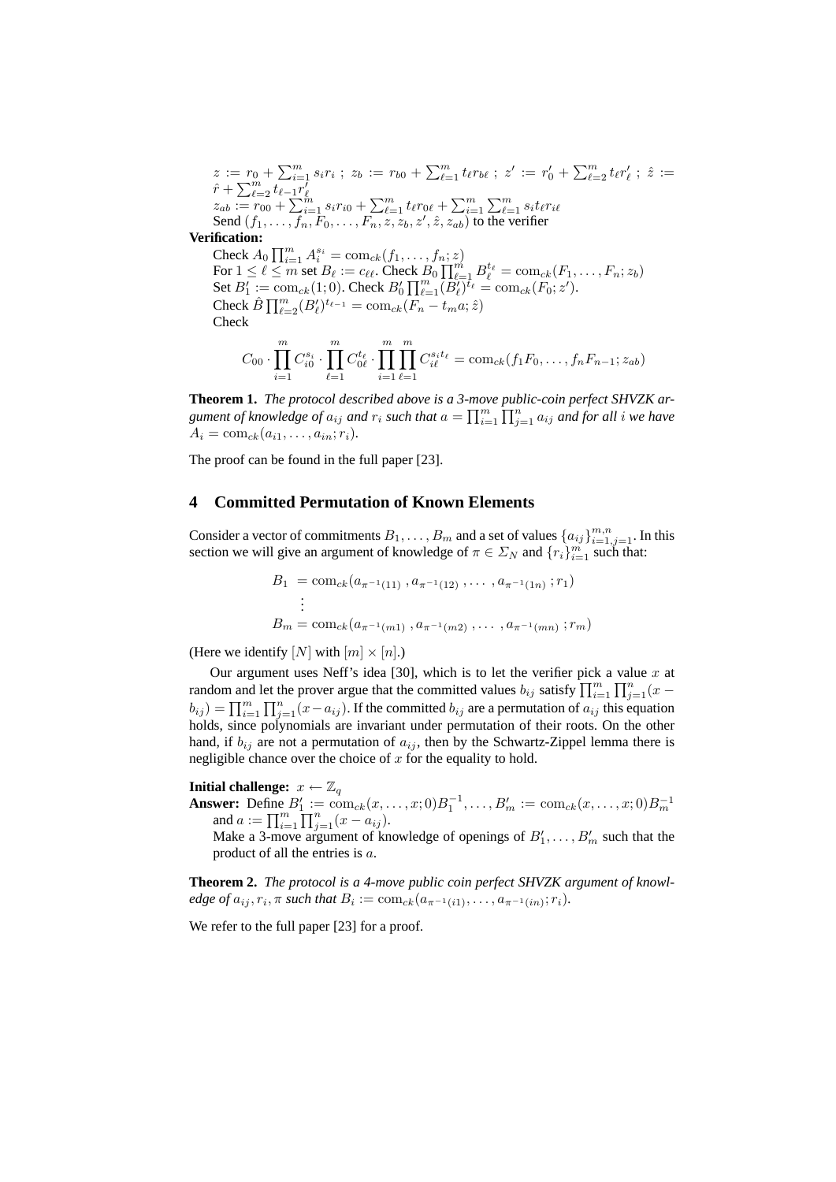$z := r_0 + \sum_{i=1}^m s_i r_i$ ; $z_b := r_{b0} + \sum_{\ell=1}^m t_\ell r_{b\ell}$ ; $z' := r'_0 + \sum_{\ell=2}^m t_\ell r'_\ell$ ; $\hat{z} := \hat{r} + \sum_{\ell=2}^m t_{\ell-1} r'_\ell$
$z_{ab} := r_{00} + \sum_{i=1}^m s_i r_{i0} + \sum_{\ell=1}^m t_\ell r_{0\ell} + \sum_{i=1}^m \sum_{\ell=1}^m s_i t_\ell r_{i\ell}$
Send $(f_1, \ldots, f_n, F_0, \ldots, F_n, z, z_b, z', \hat{z}, z_{ab})$ to the verifier

**Verification:**
Check $A_0 \prod_{i=1}^m A_i^{s_i} = \mathrm{com}_{ck}(f_1, \ldots, f_n; z)$
For $1 \leq \ell \leq m$ set $B_\ell := c_{\ell\ell}$. Check $B_0 \prod_{\ell=1}^m B_\ell^{t_\ell} = \mathrm{com}_{ck}(F_1, \ldots, F_n; z_b)$
Set $B'_1 := \mathrm{com}_{ck}(1; 0)$. Check $B'_0 \prod_{\ell=1}^m (B'_\ell)^{t_\ell} = \mathrm{com}_{ck}(F_0; z')$.
Check $\hat{B} \prod_{\ell=2}^m (B'_\ell)^{t_{\ell-1}} = \mathrm{com}_{ck}(F_n - t_m a; \hat{z})$
Check

$$C_{00} \cdot \prod_{i=1}^m C_{i0}^{s_i} \cdot \prod_{\ell=1}^m C_{0\ell}^{t_\ell} \cdot \prod_{i=1}^m \prod_{\ell=1}^m C_{i\ell}^{s_i t_\ell} = \mathrm{com}_{ck}(f_1 F_0, \ldots, f_n F_{n-1}; z_{ab})$$

**Theorem 1.** *The protocol described above is a 3-move public-coin perfect SHVZK argument of knowledge of $a_{ij}$ and $r_i$ such that $a = \prod_{i=1}^m \prod_{j=1}^n a_{ij}$ and for all $i$ we have $A_i = \mathrm{com}_{ck}(a_{i1}, \ldots, a_{in}; r_i)$.*

The proof can be found in the full paper [23].

## 4 Committed Permutation of Known Elements

Consider a vector of commitments $B_1, \ldots, B_m$ and a set of values $\{a_{ij}\}_{i=1,j=1}^{m,n}$. In this section we will give an argument of knowledge of $\pi \in \Sigma_N$ and $\{r_i\}_{i=1}^m$ such that:

$$\begin{aligned} B_1 &= \mathrm{com}_{ck}(a_{\pi^{-1}(11)}, a_{\pi^{-1}(12)}, \ldots, a_{\pi^{-1}(1n)}; r_1) \\ &\vdots \\ B_m &= \mathrm{com}_{ck}(a_{\pi^{-1}(m1)}, a_{\pi^{-1}(m2)}, \ldots, a_{\pi^{-1}(mn)}; r_m) \end{aligned}$$

(Here we identify $[N]$ with $[m] \times [n]$.)

Our argument uses Neff's idea [30], which is to let the verifier pick a value $x$ at random and let the prover argue that the committed values $b_{ij}$ satisfy $\prod_{i=1}^m \prod_{j=1}^n (x - b_{ij}) = \prod_{i=1}^m \prod_{j=1}^n (x - a_{ij})$. If the committed $b_{ij}$ are a permutation of $a_{ij}$ this equation holds, since polynomials are invariant under permutation of their roots. On the other hand, if $b_{ij}$ are not a permutation of $a_{ij}$, then by the Schwartz-Zippel lemma there is negligible chance over the choice of $x$ for the equality to hold.

**Initial challenge:** $x \leftarrow \mathbb{Z}_q$
**Answer:** Define $B'_1 := \mathrm{com}_{ck}(x, \ldots, x; 0) B_1^{-1}, \ldots, B'_m := \mathrm{com}_{ck}(x, \ldots, x; 0) B_m^{-1}$ and $a := \prod_{i=1}^m \prod_{j=1}^n (x - a_{ij})$.
Make a 3-move argument of knowledge of openings of $B'_1, \ldots, B'_m$ such that the product of all the entries is $a$.

**Theorem 2.** *The protocol is a 4-move public coin perfect SHVZK argument of knowledge of $a_{ij}, r_i, \pi$ such that $B_i := \mathrm{com}_{ck}(a_{\pi^{-1}(i1)}, \ldots, a_{\pi^{-1}(in)}; r_i)$.*

We refer to the full paper [23] for a proof.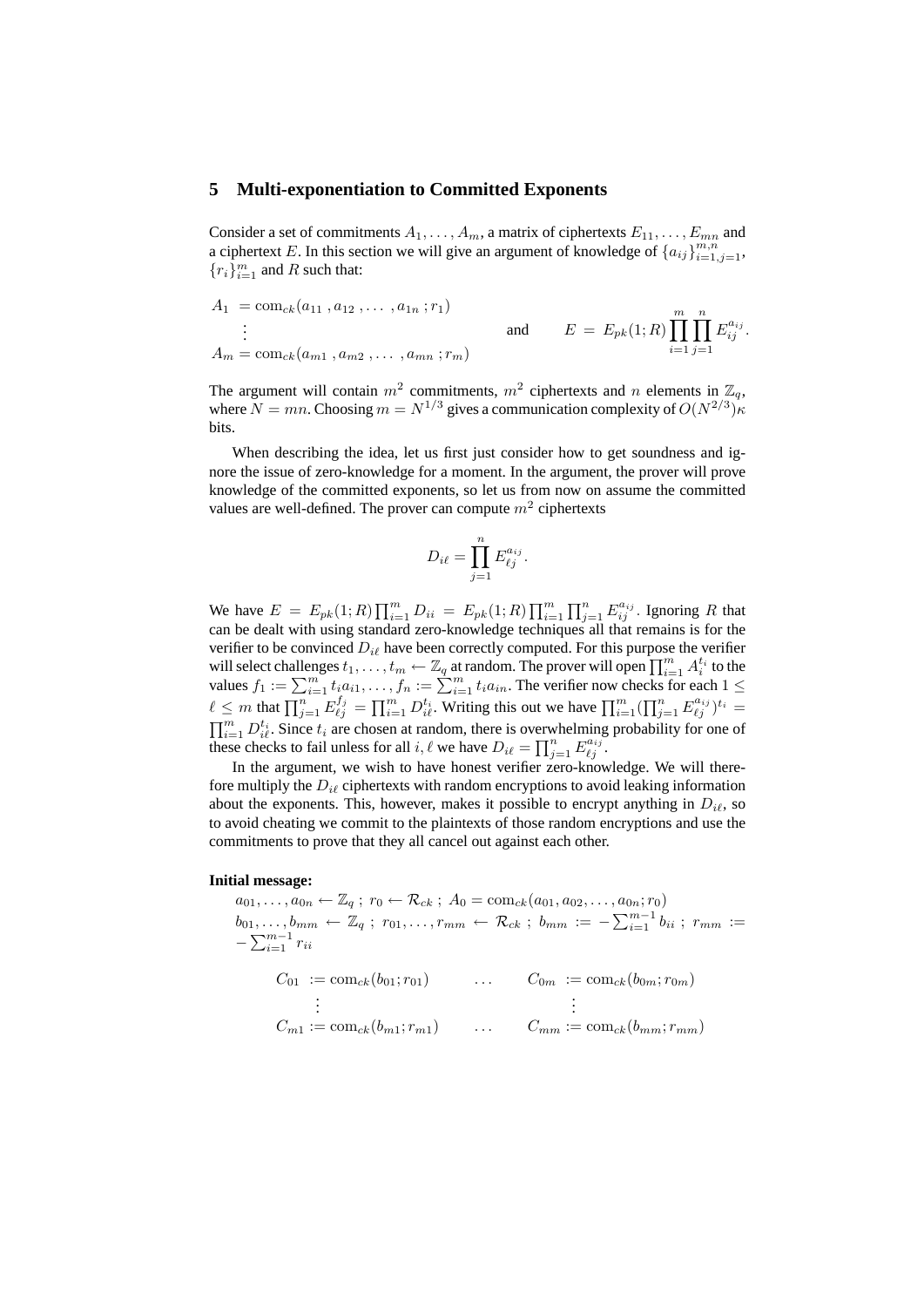## 5 Multi-exponentiation to Committed Exponents

Consider a set of commitments $A_1, \ldots, A_m$, a matrix of ciphertexts $E_{11}, \ldots, E_{mn}$ and a ciphertext $E$. In this section we will give an argument of knowledge of $\{a_{ij}\}_{i=1,j=1}^{m,n}$, $\{r_i\}_{i=1}^m$ and $R$ such that:

$$
\begin{aligned}
A_1 &= \mathrm{com}_{ck}(a_{11}, a_{12}, \ldots, a_{1n}; r_1) \\
&\vdots \\
A_m &= \mathrm{com}_{ck}(a_{m1}, a_{m2}, \ldots, a_{mn}; r_m)
\end{aligned}
\qquad \text{and} \qquad E = E_{pk}(1; R) \prod_{i=1}^{m} \prod_{j=1}^{n} E_{ij}^{a_{ij}}.
$$

The argument will contain $m^2$ commitments, $m^2$ ciphertexts and $n$ elements in $\mathbb{Z}_q$, where $N = mn$. Choosing $m = N^{1/3}$ gives a communication complexity of $O(N^{2/3})\kappa$ bits.

When describing the idea, let us first just consider how to get soundness and ignore the issue of zero-knowledge for a moment. In the argument, the prover will prove knowledge of the committed exponents, so let us from now on assume the committed values are well-defined. The prover can compute $m^2$ ciphertexts

$$D_{i\ell} = \prod_{j=1}^{n} E_{\ell j}^{a_{ij}}.$$

We have $E = E_{pk}(1; R) \prod_{i=1}^{m} D_{ii} = E_{pk}(1; R) \prod_{i=1}^{m} \prod_{j=1}^{n} E_{ij}^{a_{ij}}$. Ignoring $R$ that can be dealt with using standard zero-knowledge techniques all that remains is for the verifier to be convinced $D_{i\ell}$ have been correctly computed. For this purpose the verifier will select challenges $t_1, \ldots, t_m \leftarrow \mathbb{Z}_q$ at random. The prover will open $\prod_{i=1}^{m} A_i^{t_i}$ to the values $f_1 := \sum_{i=1}^{m} t_i a_{i1}, \ldots, f_n := \sum_{i=1}^{m} t_i a_{in}$. The verifier now checks for each $1 \leq \ell \leq m$ that $\prod_{j=1}^{n} E_{\ell j}^{f_j} = \prod_{i=1}^{m} D_{i\ell}^{t_i}$. Writing this out we have $\prod_{i=1}^{m} (\prod_{j=1}^{n} E_{\ell j}^{a_{ij}})^{t_i} = \prod_{i=1}^{m} D_{i\ell}^{t_i}$. Since $t_i$ are chosen at random, there is overwhelming probability for one of these checks to fail unless for all $i, \ell$ we have $D_{i\ell} = \prod_{j=1}^{n} E_{\ell j}^{a_{ij}}$.

In the argument, we wish to have honest verifier zero-knowledge. We will therefore multiply the $D_{i\ell}$ ciphertexts with random encryptions to avoid leaking information about the exponents. This, however, makes it possible to encrypt anything in $D_{i\ell}$, so to avoid cheating we commit to the plaintexts of those random encryptions and use the commitments to prove that they all cancel out against each other.

**Initial message:**

$a_{01}, \ldots, a_{0n} \leftarrow \mathbb{Z}_q$ ; $r_0 \leftarrow \mathcal{R}_{ck}$ ; $A_0 = \mathrm{com}_{ck}(a_{01}, a_{02}, \ldots, a_{0n}; r_0)$

$b_{01}, \ldots, b_{mm} \leftarrow \mathbb{Z}_q$ ; $r_{01}, \ldots, r_{mm} \leftarrow \mathcal{R}_{ck}$ ; $b_{mm} := -\sum_{i=1}^{m-1} b_{ii}$ ; $r_{mm} := -\sum_{i=1}^{m-1} r_{ii}$

$$
\begin{array}{lcl}
C_{01} := \mathrm{com}_{ck}(b_{01}; r_{01}) & \ldots & C_{0m} := \mathrm{com}_{ck}(b_{0m}; r_{0m}) \\
\vdots & & \vdots \\
C_{m1} := \mathrm{com}_{ck}(b_{m1}; r_{m1}) & \ldots & C_{mm} := \mathrm{com}_{ck}(b_{mm}; r_{mm})
\end{array}
$$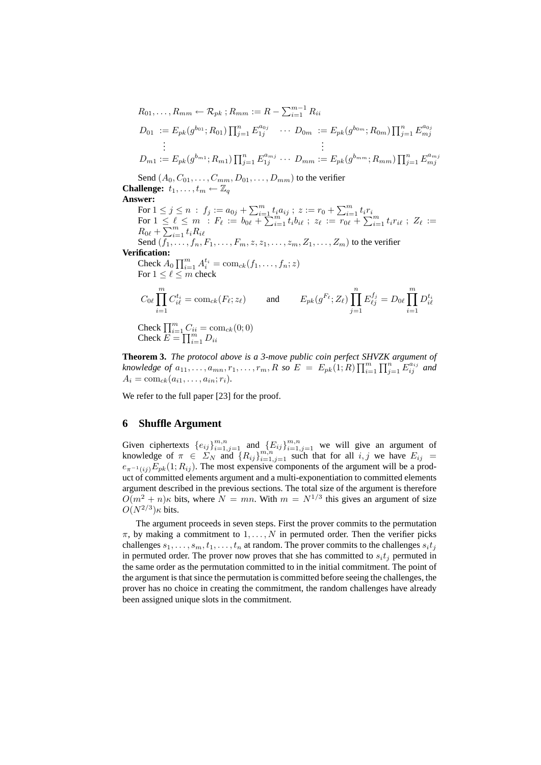$R_{01},\ldots,R_{mm} \leftarrow \mathcal{R}_{pk}$ ; $R_{mm} := R - \sum_{i=1}^{m-1} R_{ii}$

$$
\begin{array}{lll}
D_{01} := E_{pk}(g^{b_{01}};R_{01})\prod_{j=1}^{n} E_{1j}^{a_{0j}} & \cdots & D_{0m} := E_{pk}(g^{b_{0m}};R_{0m})\prod_{j=1}^{n} E_{mj}^{a_{0j}} \\
\vdots & & \vdots \\
D_{m1} := E_{pk}(g^{b_{m1}};R_{m1})\prod_{j=1}^{n} E_{1j}^{a_{mj}} & \cdots & D_{mm} := E_{pk}(g^{b_{mm}};R_{mm})\prod_{j=1}^{n} E_{mj}^{a_{mj}}
\end{array}
$$

Send $(A_0, C_{01},\ldots,C_{mm},D_{01},\ldots,D_{mm})$ to the verifier

**Challenge:** $t_1,\ldots,t_m \leftarrow \mathbb{Z}_q$

**Answer:**

For $1 \le j \le n$ : $f_j := a_{0j} + \sum_{i=1}^{m} t_i a_{ij}$ ; $z := r_0 + \sum_{i=1}^{m} t_i r_i$

For $1 \le \ell \le m$ : $F_\ell := b_{0\ell} + \sum_{i=1}^{m} t_i b_{i\ell}$ ; $z_\ell := r_{0\ell} + \sum_{i=1}^{m} t_i r_{i\ell}$ ; $Z_\ell := R_{0\ell} + \sum_{i=1}^{m} t_i R_{i\ell}$

Send $(f_1,\ldots,f_n,F_1,\ldots,F_m,z,z_1,\ldots,z_m,Z_1,\ldots,Z_m)$ to the verifier

**Verification:**

Check $A_0\prod_{i=1}^{m} A_i^{t_i} = \mathrm{com}_{ck}(f_1,\ldots,f_n;z)$

For $1 \le \ell \le m$ check

$$
C_{0\ell}\prod_{i=1}^{m} C_{i\ell}^{t_i} = \mathrm{com}_{ck}(F_\ell;z_\ell) \qquad \text{and} \qquad E_{pk}(g^{F_\ell};Z_\ell)\prod_{j=1}^{n} E_{\ell j}^{f_j} = D_{0\ell}\prod_{i=1}^{m} D_{i\ell}^{t_i}
$$

Check $\prod_{i=1}^{m} C_{ii} = \mathrm{com}_{ck}(0;0)$

Check $E = \prod_{i=1}^{m} D_{ii}$

**Theorem 3.** *The protocol above is a 3-move public coin perfect SHVZK argument of knowledge of* $a_{11},\ldots,a_{mn},r_1,\ldots,r_m,R$ *so* $E = E_{pk}(1;R)\prod_{i=1}^{m}\prod_{j=1}^{n} E_{ij}^{a_{ij}}$ *and* $A_i = \mathrm{com}_{ck}(a_{i1},\ldots,a_{in};r_i)$.

We refer to the full paper [23] for the proof.

## 6 Shuffle Argument

Given ciphertexts $\{e_{ij}\}_{i=1,j=1}^{m,n}$ and $\{E_{ij}\}_{i=1,j=1}^{m,n}$ we will give an argument of knowledge of $\pi \in \Sigma_N$ and $\{R_{ij}\}_{i=1,j=1}^{m,n}$ such that for all $i,j$ we have $E_{ij} = e_{\pi^{-1}(ij)}E_{pk}(1;R_{ij})$. The most expensive components of the argument will be a product of committed elements argument and a multi-exponentiation to committed elements argument described in the previous sections. The total size of the argument is therefore $O(m^2+n)\kappa$ bits, where $N = mn$. With $m = N^{1/3}$ this gives an argument of size $O(N^{2/3})\kappa$ bits.

The argument proceeds in seven steps. First the prover commits to the permutation $\pi$, by making a commitment to $1,\ldots,N$ in permuted order. Then the verifier picks challenges $s_1,\ldots,s_m,t_1,\ldots,t_n$ at random. The prover commits to the challenges $s_i t_j$ in permuted order. The prover now proves that she has committed to $s_i t_j$ permuted in the same order as the permutation committed to in the initial commitment. The point of the argument is that since the permutation is committed before seeing the challenges, the prover has no choice in creating the commitment, the random challenges have already been assigned unique slots in the commitment.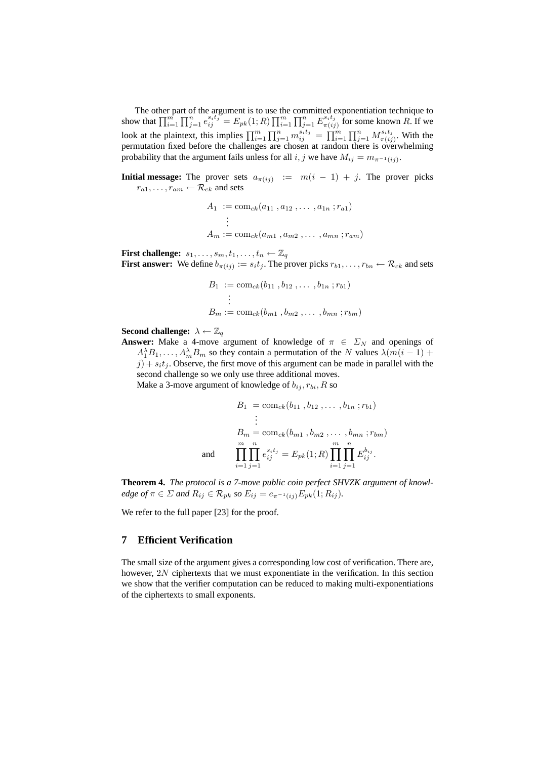The other part of the argument is to use the committed exponentiation technique to show that $\prod_{i=1}^{m}\prod_{j=1}^{n} e_{ij}^{s_i t_j} = E_{pk}(1;R)\prod_{i=1}^{m}\prod_{j=1}^{n} E_{\pi(ij)}^{s_i t_j}$ for some known $R$. If we look at the plaintext, this implies $\prod_{i=1}^{m}\prod_{j=1}^{n} m_{ij}^{s_i t_j} = \prod_{i=1}^{m}\prod_{j=1}^{n} M_{\pi(ij)}^{s_i t_j}$. With the permutation fixed before the challenges are chosen at random there is overwhelming probability that the argument fails unless for all $i, j$ we have $M_{ij} = m_{\pi^{-1}(ij)}$.

**Initial message:** The prover sets $a_{\pi(ij)} := m(i-1)+j$. The prover picks $r_{a1}, \ldots, r_{am} \leftarrow \mathcal{R}_{ck}$ and sets

$$
\begin{aligned}
A_1 &:= \mathrm{com}_{ck}(a_{11}, a_{12}, \ldots, a_{1n}; r_{a1}) \\
&\vdots \\
A_m &:= \mathrm{com}_{ck}(a_{m1}, a_{m2}, \ldots, a_{mn}; r_{am})
\end{aligned}
$$

**First challenge:** $s_1, \ldots, s_m, t_1, \ldots, t_n \leftarrow \mathbb{Z}_q$

**First answer:** We define $b_{\pi(ij)} := s_i t_j$. The prover picks $r_{b1}, \ldots, r_{bn} \leftarrow \mathcal{R}_{ck}$ and sets

$$
\begin{aligned}
B_1 &:= \mathrm{com}_{ck}(b_{11}, b_{12}, \ldots, b_{1n}; r_{b1}) \\
&\vdots \\
B_m &:= \mathrm{com}_{ck}(b_{m1}, b_{m2}, \ldots, b_{mn}; r_{bm})
\end{aligned}
$$

**Second challenge:** $\lambda \leftarrow \mathbb{Z}_q$

**Answer:** Make a 4-move argument of knowledge of $\pi \in \Sigma_N$ and openings of $A_1^{\lambda}B_1, \ldots, A_m^{\lambda}B_m$ so they contain a permutation of the $N$ values $\lambda(m(i-1)+j)+s_i t_j$. Observe, the first move of this argument can be made in parallel with the second challenge so we only use three additional moves.
Make a 3-move argument of knowledge of $b_{ij}, r_{bi}, R$ so

$$
\begin{aligned}
B_1 &= \mathrm{com}_{ck}(b_{11}, b_{12}, \ldots, b_{1n}; r_{b1}) \\
&\vdots \\
B_m &= \mathrm{com}_{ck}(b_{m1}, b_{m2}, \ldots, b_{mn}; r_{bm}) \\
\text{and} \qquad \prod_{i=1}^{m}\prod_{j=1}^{n} e_{ij}^{s_i t_j} &= E_{pk}(1;R)\prod_{i=1}^{m}\prod_{j=1}^{n} E_{ij}^{b_{ij}}.
\end{aligned}
$$

**Theorem 4.** *The protocol is a 7-move public coin perfect SHVZK argument of knowledge of $\pi \in \Sigma$ and $R_{ij} \in \mathcal{R}_{pk}$ so $E_{ij} = e_{\pi^{-1}(ij)}E_{pk}(1;R_{ij})$.*

We refer to the full paper [23] for the proof.

## 7 Efficient Verification

The small size of the argument gives a corresponding low cost of verification. There are, however, $2N$ ciphertexts that we must exponentiate in the verification. In this section we show that the verifier computation can be reduced to making multi-exponentiations of the ciphertexts to small exponents.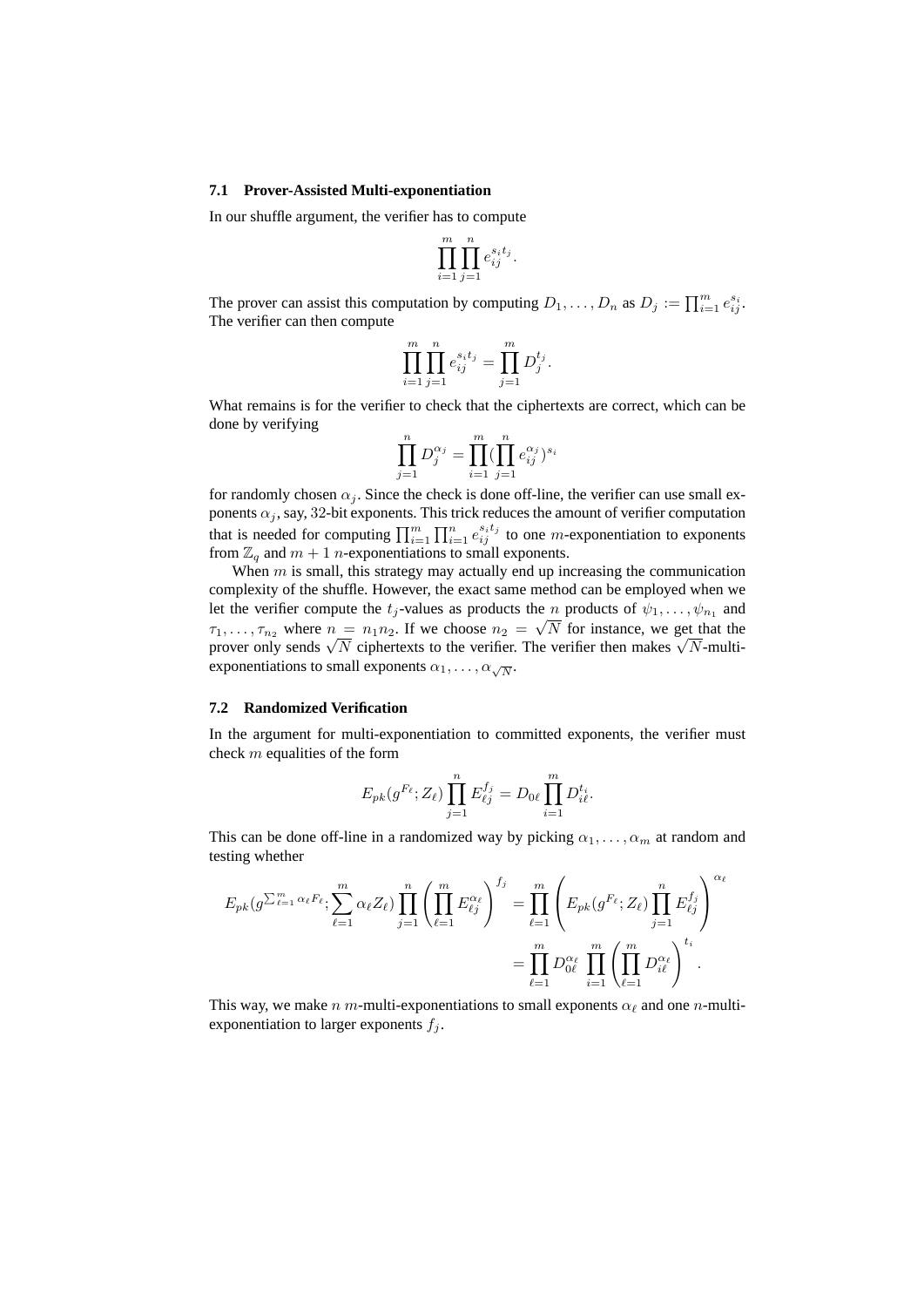### 7.1 Prover-Assisted Multi-exponentiation

In our shuffle argument, the verifier has to compute

$$\prod_{i=1}^{m}\prod_{j=1}^{n} e_{ij}^{s_i t_j}.$$

The prover can assist this computation by computing $D_1,\ldots,D_n$ as $D_j := \prod_{i=1}^{m} e_{ij}^{s_i}$. The verifier can then compute

$$\prod_{i=1}^{m}\prod_{j=1}^{n} e_{ij}^{s_i t_j} = \prod_{j=1}^{m} D_j^{t_j}.$$

What remains is for the verifier to check that the ciphertexts are correct, which can be done by verifying

$$\prod_{j=1}^{n} D_j^{\alpha_j} = \prod_{i=1}^{m}(\prod_{j=1}^{n} e_{ij}^{\alpha_j})^{s_i}$$

for randomly chosen $\alpha_j$. Since the check is done off-line, the verifier can use small exponents $\alpha_j$, say, 32-bit exponents. This trick reduces the amount of verifier computation that is needed for computing $\prod_{i=1}^{m}\prod_{i=1}^{n} e_{ij}^{s_i t_j}$ to one $m$-exponentiation to exponents from $\mathbb{Z}_q$ and $m+1$ $n$-exponentiations to small exponents.

When $m$ is small, this strategy may actually end up increasing the communication complexity of the shuffle. However, the exact same method can be employed when we let the verifier compute the $t_j$-values as products the $n$ products of $\psi_1,\ldots,\psi_{n_1}$ and $\tau_1,\ldots,\tau_{n_2}$ where $n = n_1 n_2$. If we choose $n_2 = \sqrt{N}$ for instance, we get that the prover only sends $\sqrt{N}$ ciphertexts to the verifier. The verifier then makes $\sqrt{N}$-multi-exponentiations to small exponents $\alpha_1,\ldots,\alpha_{\sqrt{N}}$.

### 7.2 Randomized Verification

In the argument for multi-exponentiation to committed exponents, the verifier must check $m$ equalities of the form

$$E_{pk}(g^{F_\ell}; Z_\ell)\prod_{j=1}^{n} E_{\ell j}^{f_j} = D_{0\ell}\prod_{i=1}^{m} D_{i\ell}^{t_i}.$$

This can be done off-line in a randomized way by picking $\alpha_1,\ldots,\alpha_m$ at random and testing whether

$$E_{pk}(g^{\sum_{\ell=1}^{m}\alpha_\ell F_\ell}; \sum_{\ell=1}^{m}\alpha_\ell Z_\ell)\prod_{j=1}^{n}\left(\prod_{\ell=1}^{m} E_{\ell j}^{\alpha_\ell}\right)^{f_j} = \prod_{\ell=1}^{m}\left(E_{pk}(g^{F_\ell}; Z_\ell)\prod_{j=1}^{n} E_{\ell j}^{f_j}\right)^{\alpha_\ell}$$
$$= \prod_{\ell=1}^{m} D_{0\ell}^{\alpha_\ell}\prod_{i=1}^{m}\left(\prod_{\ell=1}^{m} D_{i\ell}^{\alpha_\ell}\right)^{t_i}.$$

This way, we make $n$ $m$-multi-exponentiations to small exponents $\alpha_\ell$ and one $n$-multi-exponentiation to larger exponents $f_j$.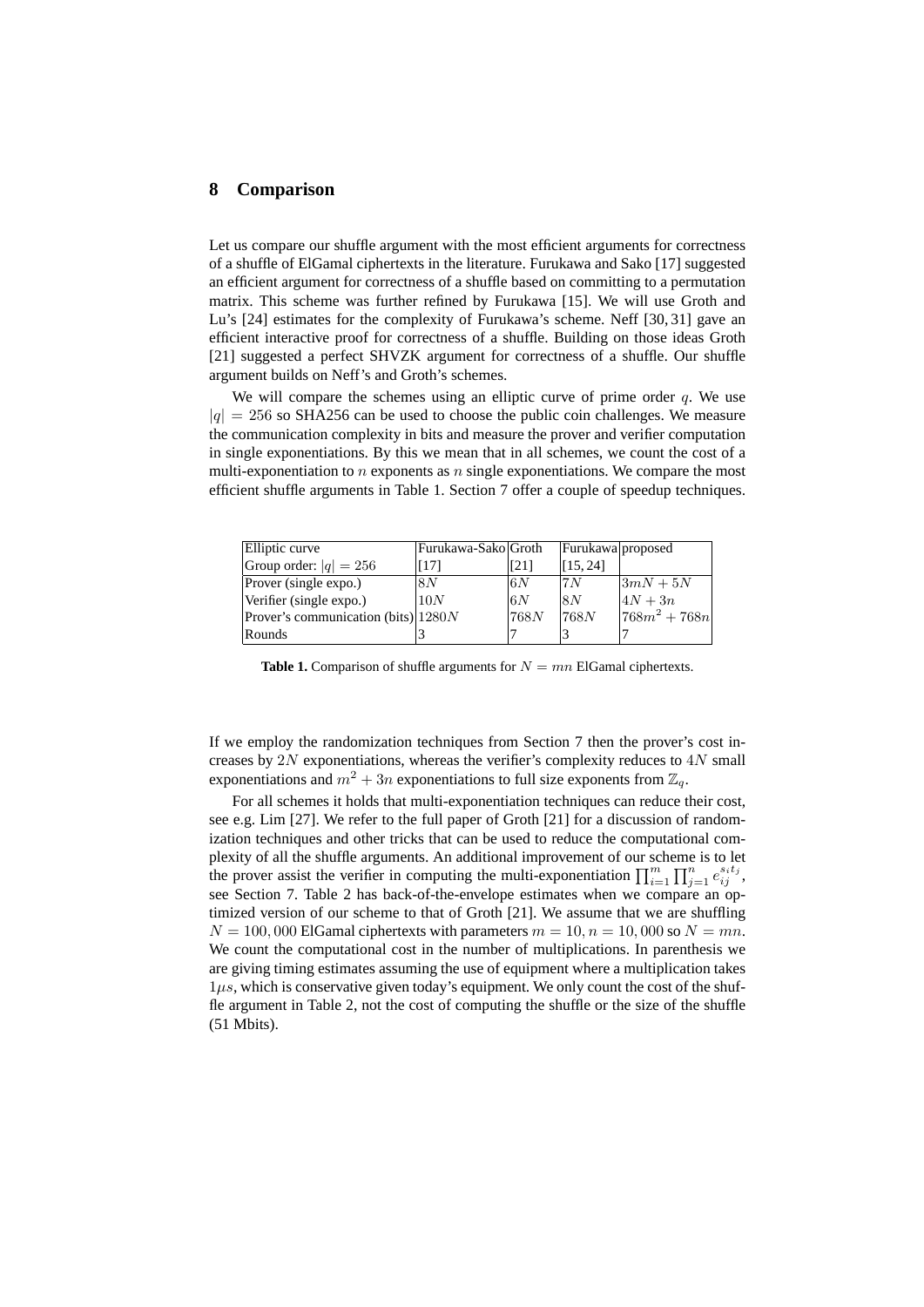## 8 Comparison

Let us compare our shuffle argument with the most efficient arguments for correctness of a shuffle of ElGamal ciphertexts in the literature. Furukawa and Sako [17] suggested an efficient argument for correctness of a shuffle based on committing to a permutation matrix. This scheme was further refined by Furukawa [15]. We will use Groth and Lu's [24] estimates for the complexity of Furukawa's scheme. Neff [30, 31] gave an efficient interactive proof for correctness of a shuffle. Building on those ideas Groth [21] suggested a perfect SHVZK argument for correctness of a shuffle. Our shuffle argument builds on Neff's and Groth's schemes.

We will compare the schemes using an elliptic curve of prime order $q$. We use $|q| = 256$ so SHA256 can be used to choose the public coin challenges. We measure the communication complexity in bits and measure the prover and verifier computation in single exponentiations. By this we mean that in all schemes, we count the cost of a multi-exponentiation to $n$ exponents as $n$ single exponentiations. We compare the most efficient shuffle arguments in Table 1. Section 7 offer a couple of speedup techniques.

| Elliptic curve | Furukawa-Sako | Groth | Furukawa | proposed |
|---|---|---|---|---|
| Group order: $\lvert q\rvert = 256$ | [17] | [21] | [15, 24] | |
| Prover (single expo.) | $8N$ | $6N$ | $7N$ | $3mN + 5N$ |
| Verifier (single expo.) | $10N$ | $6N$ | $8N$ | $4N + 3n$ |
| Prover's communication (bits) | $1280N$ | $768N$ | $768N$ | $768m^2 + 768n$ |
| Rounds | 3 | 7 | 3 | 7 |

**Table 1.** Comparison of shuffle arguments for $N = mn$ ElGamal ciphertexts.

If we employ the randomization techniques from Section 7 then the prover's cost increases by $2N$ exponentiations, whereas the verifier's complexity reduces to $4N$ small exponentiations and $m^2 + 3n$ exponentiations to full size exponents from $\mathbb{Z}_q$.

For all schemes it holds that multi-exponentiation techniques can reduce their cost, see e.g. Lim [27]. We refer to the full paper of Groth [21] for a discussion of randomization techniques and other tricks that can be used to reduce the computational complexity of all the shuffle arguments. An additional improvement of our scheme is to let the prover assist the verifier in computing the multi-exponentiation $\prod_{i=1}^{m} \prod_{j=1}^{n} e_{ij}^{s_i t_j}$, see Section 7. Table 2 has back-of-the-envelope estimates when we compare an optimized version of our scheme to that of Groth [21]. We assume that we are shuffling $N = 100,000$ ElGamal ciphertexts with parameters $m = 10, n = 10,000$ so $N = mn$. We count the computational cost in the number of multiplications. In parenthesis we are giving timing estimates assuming the use of equipment where a multiplication takes $1\mu s$, which is conservative given today's equipment. We only count the cost of the shuffle argument in Table 2, not the cost of computing the shuffle or the size of the shuffle (51 Mbits).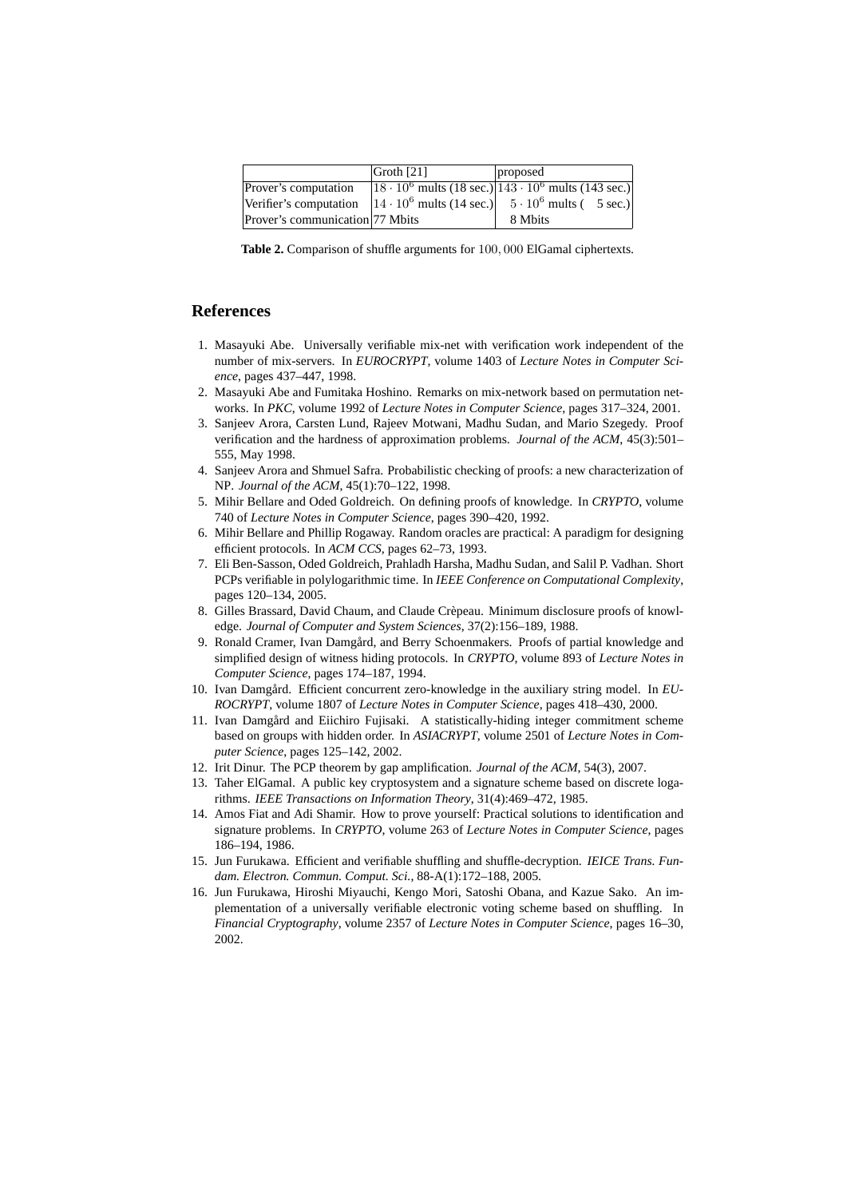| | Groth [21] | proposed |
|---|---|---|
| Prover's computation | $18 \cdot 10^6$ mults (18 sec.) | $143 \cdot 10^6$ mults (143 sec.) |
| Verifier's computation | $14 \cdot 10^6$ mults (14 sec.) | $5 \cdot 10^6$ mults ( 5 sec.) |
| Prover's communication | 77 Mbits | 8 Mbits |

**Table 2.** Comparison of shuffle arguments for $100,000$ ElGamal ciphertexts.

## References

1. Masayuki Abe. Universally verifiable mix-net with verification work independent of the number of mix-servers. In *EUROCRYPT*, volume 1403 of *Lecture Notes in Computer Science*, pages 437–447, 1998.
2. Masayuki Abe and Fumitaka Hoshino. Remarks on mix-network based on permutation networks. In *PKC*, volume 1992 of *Lecture Notes in Computer Science*, pages 317–324, 2001.
3. Sanjeev Arora, Carsten Lund, Rajeev Motwani, Madhu Sudan, and Mario Szegedy. Proof verification and the hardness of approximation problems. *Journal of the ACM*, 45(3):501–555, May 1998.
4. Sanjeev Arora and Shmuel Safra. Probabilistic checking of proofs: a new characterization of NP. *Journal of the ACM*, 45(1):70–122, 1998.
5. Mihir Bellare and Oded Goldreich. On defining proofs of knowledge. In *CRYPTO*, volume 740 of *Lecture Notes in Computer Science*, pages 390–420, 1992.
6. Mihir Bellare and Phillip Rogaway. Random oracles are practical: A paradigm for designing efficient protocols. In *ACM CCS*, pages 62–73, 1993.
7. Eli Ben-Sasson, Oded Goldreich, Prahladh Harsha, Madhu Sudan, and Salil P. Vadhan. Short PCPs verifiable in polylogarithmic time. In *IEEE Conference on Computational Complexity*, pages 120–134, 2005.
8. Gilles Brassard, David Chaum, and Claude Crèpeau. Minimum disclosure proofs of knowledge. *Journal of Computer and System Sciences*, 37(2):156–189, 1988.
9. Ronald Cramer, Ivan Damgård, and Berry Schoenmakers. Proofs of partial knowledge and simplified design of witness hiding protocols. In *CRYPTO*, volume 893 of *Lecture Notes in Computer Science*, pages 174–187, 1994.
10. Ivan Damgård. Efficient concurrent zero-knowledge in the auxiliary string model. In *EUROCRYPT*, volume 1807 of *Lecture Notes in Computer Science*, pages 418–430, 2000.
11. Ivan Damgård and Eiichiro Fujisaki. A statistically-hiding integer commitment scheme based on groups with hidden order. In *ASIACRYPT*, volume 2501 of *Lecture Notes in Computer Science*, pages 125–142, 2002.
12. Irit Dinur. The PCP theorem by gap amplification. *Journal of the ACM*, 54(3), 2007.
13. Taher ElGamal. A public key cryptosystem and a signature scheme based on discrete logarithms. *IEEE Transactions on Information Theory*, 31(4):469–472, 1985.
14. Amos Fiat and Adi Shamir. How to prove yourself: Practical solutions to identification and signature problems. In *CRYPTO*, volume 263 of *Lecture Notes in Computer Science*, pages 186–194, 1986.
15. Jun Furukawa. Efficient and verifiable shuffling and shuffle-decryption. *IEICE Trans. Fundam. Electron. Commun. Comput. Sci.*, 88-A(1):172–188, 2005.
16. Jun Furukawa, Hiroshi Miyauchi, Kengo Mori, Satoshi Obana, and Kazue Sako. An implementation of a universally verifiable electronic voting scheme based on shuffling. In *Financial Cryptography*, volume 2357 of *Lecture Notes in Computer Science*, pages 16–30, 2002.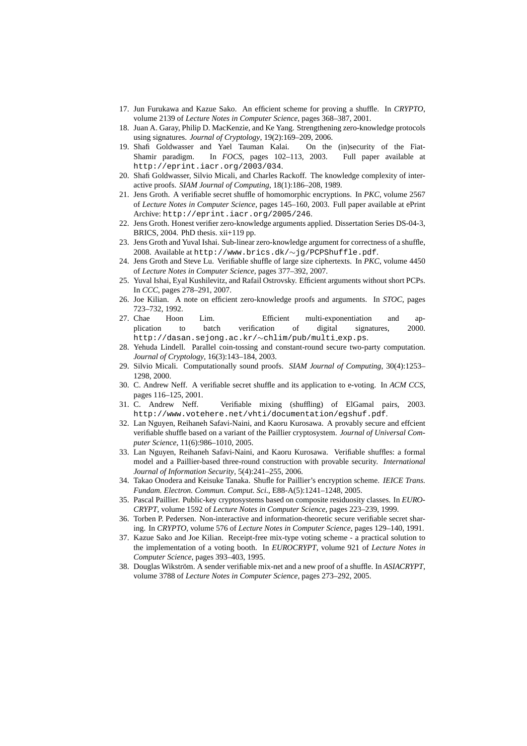17. Jun Furukawa and Kazue Sako. An efficient scheme for proving a shuffle. In *CRYPTO*, volume 2139 of *Lecture Notes in Computer Science*, pages 368–387, 2001.
18. Juan A. Garay, Philip D. MacKenzie, and Ke Yang. Strengthening zero-knowledge protocols using signatures. *Journal of Cryptology*, 19(2):169–209, 2006.
19. Shafi Goldwasser and Yael Tauman Kalai. On the (in)security of the Fiat-Shamir paradigm. In *FOCS*, pages 102–113, 2003. Full paper available at `http://eprint.iacr.org/2003/034`.
20. Shafi Goldwasser, Silvio Micali, and Charles Rackoff. The knowledge complexity of interactive proofs. *SIAM Journal of Computing*, 18(1):186–208, 1989.
21. Jens Groth. A verifiable secret shuffle of homomorphic encryptions. In *PKC*, volume 2567 of *Lecture Notes in Computer Science*, pages 145–160, 2003. Full paper available at ePrint Archive: `http://eprint.iacr.org/2005/246`.
22. Jens Groth. Honest verifier zero-knowledge arguments applied. Dissertation Series DS-04-3, BRICS, 2004. PhD thesis. xii+119 pp.
23. Jens Groth and Yuval Ishai. Sub-linear zero-knowledge argument for correctness of a shuffle, 2008. Available at `http://www.brics.dk/~jg/PCPShuffle.pdf`.
24. Jens Groth and Steve Lu. Verifiable shuffle of large size ciphertexts. In *PKC*, volume 4450 of *Lecture Notes in Computer Science*, pages 377–392, 2007.
25. Yuval Ishai, Eyal Kushilevitz, and Rafail Ostrovsky. Efficient arguments without short PCPs. In *CCC*, pages 278–291, 2007.
26. Joe Kilian. A note on efficient zero-knowledge proofs and arguments. In *STOC*, pages 723–732, 1992.
27. Chae Hoon Lim. Efficient multi-exponentiation and application to batch verification of digital signatures, 2000. `http://dasan.sejong.ac.kr/~chlim/pub/multi_exp.ps`.
28. Yehuda Lindell. Parallel coin-tossing and constant-round secure two-party computation. *Journal of Cryptology*, 16(3):143–184, 2003.
29. Silvio Micali. Computationally sound proofs. *SIAM Journal of Computing*, 30(4):1253–1298, 2000.
30. C. Andrew Neff. A verifiable secret shuffle and its application to e-voting. In *ACM CCS*, pages 116–125, 2001.
31. C. Andrew Neff. Verifiable mixing (shuffling) of ElGamal pairs, 2003. `http://www.votehere.net/vhti/documentation/egshuf.pdf`.
32. Lan Nguyen, Reihaneh Safavi-Naini, and Kaoru Kurosawa. A provably secure and effcient verifiable shuffle based on a variant of the Paillier cryptosystem. *Journal of Universal Computer Science*, 11(6):986–1010, 2005.
33. Lan Nguyen, Reihaneh Safavi-Naini, and Kaoru Kurosawa. Verifiable shuffles: a formal model and a Paillier-based three-round construction with provable security. *International Journal of Information Security*, 5(4):241–255, 2006.
34. Takao Onodera and Keisuke Tanaka. Shufle for Paillier's encryption scheme. *IEICE Trans. Fundam. Electron. Commun. Comput. Sci.*, E88-A(5):1241–1248, 2005.
35. Pascal Paillier. Public-key cryptosystems based on composite residuosity classes. In *EUROCRYPT*, volume 1592 of *Lecture Notes in Computer Science*, pages 223–239, 1999.
36. Torben P. Pedersen. Non-interactive and information-theoretic secure verifiable secret sharing. In *CRYPTO*, volume 576 of *Lecture Notes in Computer Science*, pages 129–140, 1991.
37. Kazue Sako and Joe Kilian. Receipt-free mix-type voting scheme - a practical solution to the implementation of a voting booth. In *EUROCRYPT*, volume 921 of *Lecture Notes in Computer Science*, pages 393–403, 1995.
38. Douglas Wikström. A sender verifiable mix-net and a new proof of a shuffle. In *ASIACRYPT*, volume 3788 of *Lecture Notes in Computer Science*, pages 273–292, 2005.